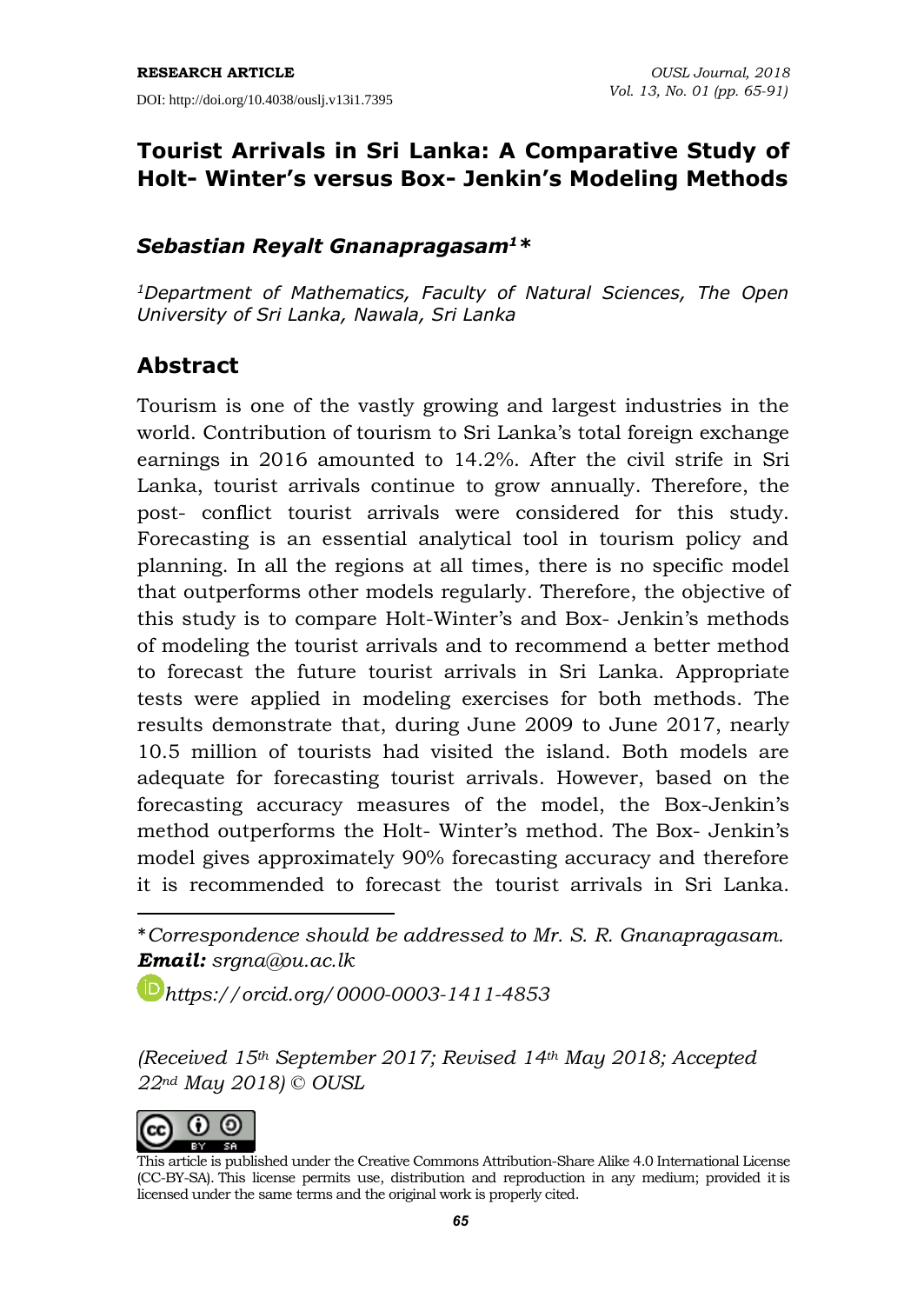RESEARCH ARTICLE

DOI: http://doi.org/10.4038/ouslj.v13i1.7395

# Tourist Arrivals in Sri Lanka: A Comparative Study of Holt- Winter's versus Box- Jenkin's Modeling Methods

***Sebastian Reyalt Gnanapragasam[1]\****

*[1]Department of Mathematics, Faculty of Natural Sciences, The Open University of Sri Lanka, Nawala, Sri Lanka*

## Abstract

Tourism is one of the vastly growing and largest industries in the world. Contribution of tourism to Sri Lanka's total foreign exchange earnings in 2016 amounted to 14.2%. After the civil strife in Sri Lanka, tourist arrivals continue to grow annually. Therefore, the post- conflict tourist arrivals were considered for this study. Forecasting is an essential analytical tool in tourism policy and planning. In all the regions at all times, there is no specific model that outperforms other models regularly. Therefore, the objective of this study is to compare Holt-Winter's and Box- Jenkin's methods of modeling the tourist arrivals and to recommend a better method to forecast the future tourist arrivals in Sri Lanka. Appropriate tests were applied in modeling exercises for both methods. The results demonstrate that, during June 2009 to June 2017, nearly 10.5 million of tourists had visited the island. Both models are adequate for forecasting tourist arrivals. However, based on the forecasting accuracy measures of the model, the Box-Jenkin's method outperforms the Holt- Winter's method. The Box- Jenkin's model gives approximately 90% forecasting accuracy and therefore it is recommended to forecast the tourist arrivals in Sri Lanka.

---

\**Correspondence should be addressed to Mr. S. R. Gnanapragasam.*
***Email:*** *srgna@ou.ac.lk*

*https://orcid.org/0000-0003-1411-4853*

*(Received 15th September 2017; Revised 14th May 2018; Accepted 22nd May 2018) © OUSL*

This article is published under the Creative Commons Attribution-Share Alike 4.0 International License (CC-BY-SA). This license permits use, distribution and reproduction in any medium; provided it is licensed under the same terms and the original work is properly cited.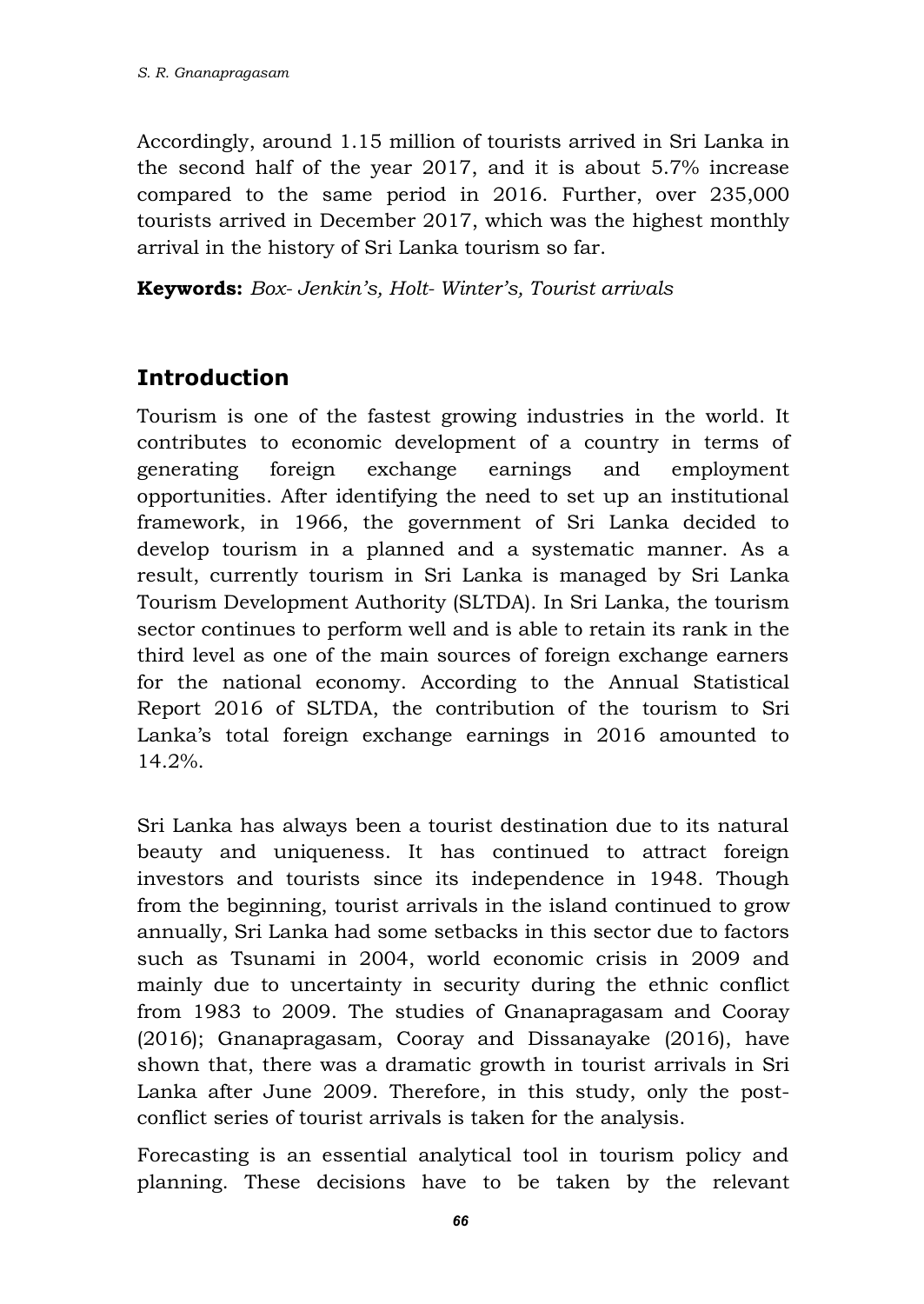Accordingly, around 1.15 million of tourists arrived in Sri Lanka in the second half of the year 2017, and it is about 5.7% increase compared to the same period in 2016. Further, over 235,000 tourists arrived in December 2017, which was the highest monthly arrival in the history of Sri Lanka tourism so far.

**Keywords:** *Box- Jenkin's, Holt- Winter's, Tourist arrivals*

## Introduction

Tourism is one of the fastest growing industries in the world. It contributes to economic development of a country in terms of generating foreign exchange earnings and employment opportunities. After identifying the need to set up an institutional framework, in 1966, the government of Sri Lanka decided to develop tourism in a planned and a systematic manner. As a result, currently tourism in Sri Lanka is managed by Sri Lanka Tourism Development Authority (SLTDA). In Sri Lanka, the tourism sector continues to perform well and is able to retain its rank in the third level as one of the main sources of foreign exchange earners for the national economy. According to the Annual Statistical Report 2016 of SLTDA, the contribution of the tourism to Sri Lanka's total foreign exchange earnings in 2016 amounted to 14.2%.

Sri Lanka has always been a tourist destination due to its natural beauty and uniqueness. It has continued to attract foreign investors and tourists since its independence in 1948. Though from the beginning, tourist arrivals in the island continued to grow annually, Sri Lanka had some setbacks in this sector due to factors such as Tsunami in 2004, world economic crisis in 2009 and mainly due to uncertainty in security during the ethnic conflict from 1983 to 2009. The studies of Gnanapragasam and Cooray (2016); Gnanapragasam, Cooray and Dissanayake (2016), have shown that, there was a dramatic growth in tourist arrivals in Sri Lanka after June 2009. Therefore, in this study, only the post-conflict series of tourist arrivals is taken for the analysis.

Forecasting is an essential analytical tool in tourism policy and planning. These decisions have to be taken by the relevant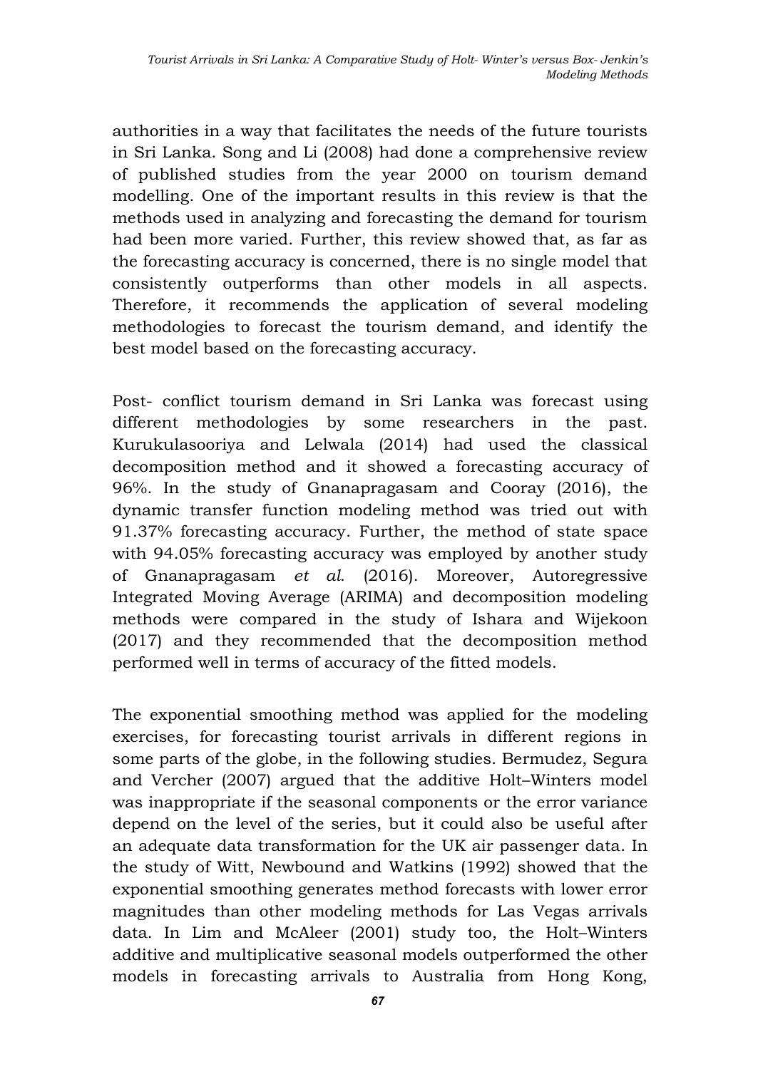authorities in a way that facilitates the needs of the future tourists in Sri Lanka. Song and Li (2008) had done a comprehensive review of published studies from the year 2000 on tourism demand modelling. One of the important results in this review is that the methods used in analyzing and forecasting the demand for tourism had been more varied. Further, this review showed that, as far as the forecasting accuracy is concerned, there is no single model that consistently outperforms than other models in all aspects. Therefore, it recommends the application of several modeling methodologies to forecast the tourism demand, and identify the best model based on the forecasting accuracy.

Post- conflict tourism demand in Sri Lanka was forecast using different methodologies by some researchers in the past. Kurukulasooriya and Lelwala (2014) had used the classical decomposition method and it showed a forecasting accuracy of 96%. In the study of Gnanapragasam and Cooray (2016), the dynamic transfer function modeling method was tried out with 91.37% forecasting accuracy. Further, the method of state space with 94.05% forecasting accuracy was employed by another study of Gnanapragasam *et al.* (2016). Moreover, Autoregressive Integrated Moving Average (ARIMA) and decomposition modeling methods were compared in the study of Ishara and Wijekoon (2017) and they recommended that the decomposition method performed well in terms of accuracy of the fitted models.

The exponential smoothing method was applied for the modeling exercises, for forecasting tourist arrivals in different regions in some parts of the globe, in the following studies. Bermudez, Segura and Vercher (2007) argued that the additive Holt–Winters model was inappropriate if the seasonal components or the error variance depend on the level of the series, but it could also be useful after an adequate data transformation for the UK air passenger data. In the study of Witt, Newbound and Watkins (1992) showed that the exponential smoothing generates method forecasts with lower error magnitudes than other modeling methods for Las Vegas arrivals data. In Lim and McAleer (2001) study too, the Holt–Winters additive and multiplicative seasonal models outperformed the other models in forecasting arrivals to Australia from Hong Kong,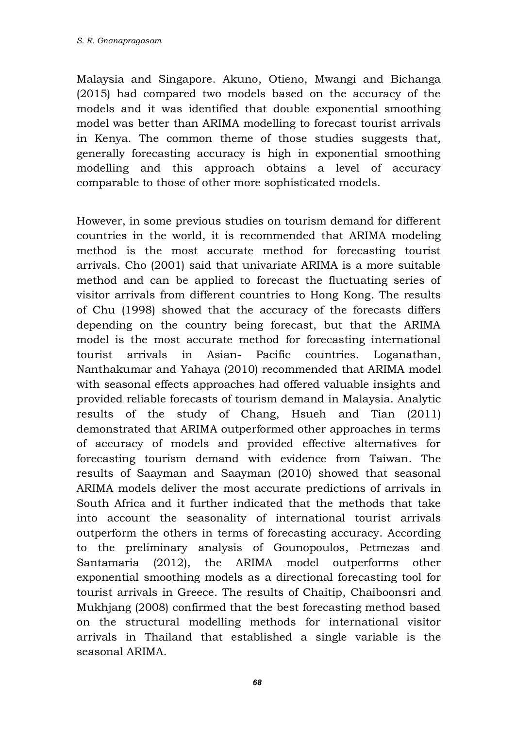Malaysia and Singapore. Akuno, Otieno, Mwangi and Bichanga (2015) had compared two models based on the accuracy of the models and it was identified that double exponential smoothing model was better than ARIMA modelling to forecast tourist arrivals in Kenya. The common theme of those studies suggests that, generally forecasting accuracy is high in exponential smoothing modelling and this approach obtains a level of accuracy comparable to those of other more sophisticated models.

However, in some previous studies on tourism demand for different countries in the world, it is recommended that ARIMA modeling method is the most accurate method for forecasting tourist arrivals. Cho (2001) said that univariate ARIMA is a more suitable method and can be applied to forecast the fluctuating series of visitor arrivals from different countries to Hong Kong. The results of Chu (1998) showed that the accuracy of the forecasts differs depending on the country being forecast, but that the ARIMA model is the most accurate method for forecasting international tourist arrivals in Asian- Pacific countries. Loganathan, Nanthakumar and Yahaya (2010) recommended that ARIMA model with seasonal effects approaches had offered valuable insights and provided reliable forecasts of tourism demand in Malaysia. Analytic results of the study of Chang, Hsueh and Tian (2011) demonstrated that ARIMA outperformed other approaches in terms of accuracy of models and provided effective alternatives for forecasting tourism demand with evidence from Taiwan. The results of Saayman and Saayman (2010) showed that seasonal ARIMA models deliver the most accurate predictions of arrivals in South Africa and it further indicated that the methods that take into account the seasonality of international tourist arrivals outperform the others in terms of forecasting accuracy. According to the preliminary analysis of Gounopoulos, Petmezas and Santamaria (2012), the ARIMA model outperforms other exponential smoothing models as a directional forecasting tool for tourist arrivals in Greece. The results of Chaitip, Chaiboonsri and Mukhjang (2008) confirmed that the best forecasting method based on the structural modelling methods for international visitor arrivals in Thailand that established a single variable is the seasonal ARIMA.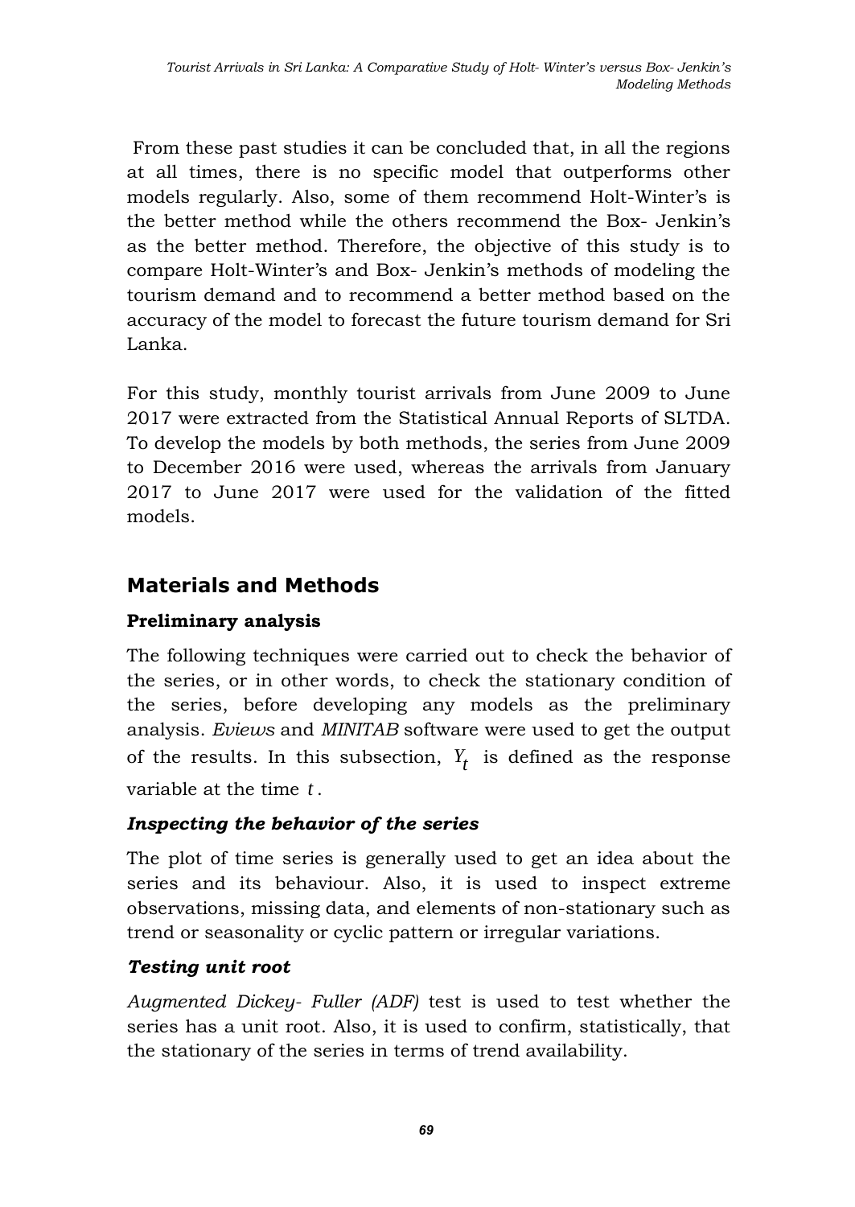From these past studies it can be concluded that, in all the regions at all times, there is no specific model that outperforms other models regularly. Also, some of them recommend Holt-Winter's is the better method while the others recommend the Box- Jenkin's as the better method. Therefore, the objective of this study is to compare Holt-Winter's and Box- Jenkin's methods of modeling the tourism demand and to recommend a better method based on the accuracy of the model to forecast the future tourism demand for Sri Lanka.

For this study, monthly tourist arrivals from June 2009 to June 2017 were extracted from the Statistical Annual Reports of SLTDA. To develop the models by both methods, the series from June 2009 to December 2016 were used, whereas the arrivals from January 2017 to June 2017 were used for the validation of the fitted models.

## Materials and Methods

### Preliminary analysis

The following techniques were carried out to check the behavior of the series, or in other words, to check the stationary condition of the series, before developing any models as the preliminary analysis. *Eviews* and *MINITAB* software were used to get the output of the results. In this subsection, $Y_t$ is defined as the response variable at the time $t$.

#### *Inspecting the behavior of the series*

The plot of time series is generally used to get an idea about the series and its behaviour. Also, it is used to inspect extreme observations, missing data, and elements of non-stationary such as trend or seasonality or cyclic pattern or irregular variations.

#### *Testing unit root*

*Augmented Dickey- Fuller (ADF)* test is used to test whether the series has a unit root. Also, it is used to confirm, statistically, that the stationary of the series in terms of trend availability.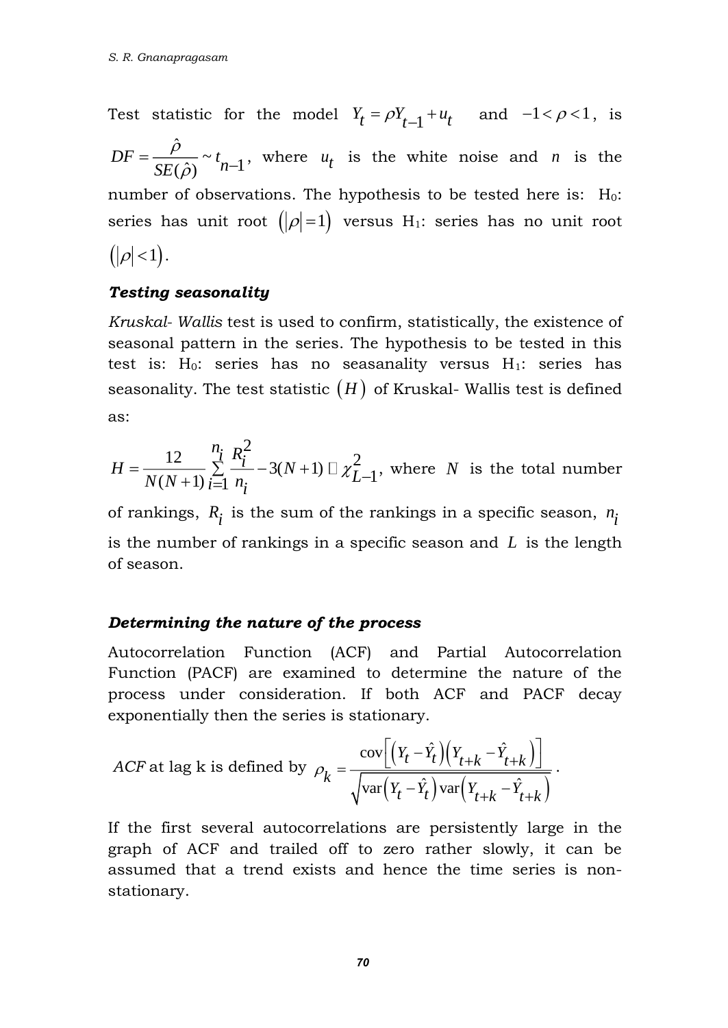Test statistic for the model $Y_t = \rho Y_{t-1} + u_t$ and $-1 < \rho < 1$, is $DF = \frac{\hat{\rho}}{SE(\hat{\rho})} \sim t_{n-1}$, where $u_t$ is the white noise and $n$ is the number of observations. The hypothesis to be tested here is: $H_0$: series has unit root $(|\rho| = 1)$ versus $H_1$: series has no unit root $(|\rho| < 1)$.

### *Testing seasonality*

*Kruskal- Wallis* test is used to confirm, statistically, the existence of seasonal pattern in the series. The hypothesis to be tested in this test is: $H_0$: series has no seasanality versus $H_1$: series has seasonality. The test statistic $(H)$ of Kruskal- Wallis test is defined as:

$$H = \frac{12}{N(N+1)} \sum_{i=1}^{n_i} \frac{R_i^2}{n_i} - 3(N+1) \sim \chi_{L-1}^2,$$ where $N$ is the total number of rankings, $R_i$ is the sum of the rankings in a specific season, $n_i$ is the number of rankings in a specific season and $L$ is the length of season.

### *Determining the nature of the process*

Autocorrelation Function (ACF) and Partial Autocorrelation Function (PACF) are examined to determine the nature of the process under consideration. If both ACF and PACF decay exponentially then the series is stationary.

*ACF* at lag k is defined by $$\rho_k = \frac{\text{cov}\left[\left(Y_t - \hat{Y}_t\right)\left(Y_{t+k} - \hat{Y}_{t+k}\right)\right]}{\sqrt{\text{var}\left(Y_t - \hat{Y}_t\right)\text{var}\left(Y_{t+k} - \hat{Y}_{t+k}\right)}}.$$

If the first several autocorrelations are persistently large in the graph of ACF and trailed off to zero rather slowly, it can be assumed that a trend exists and hence the time series is non-stationary.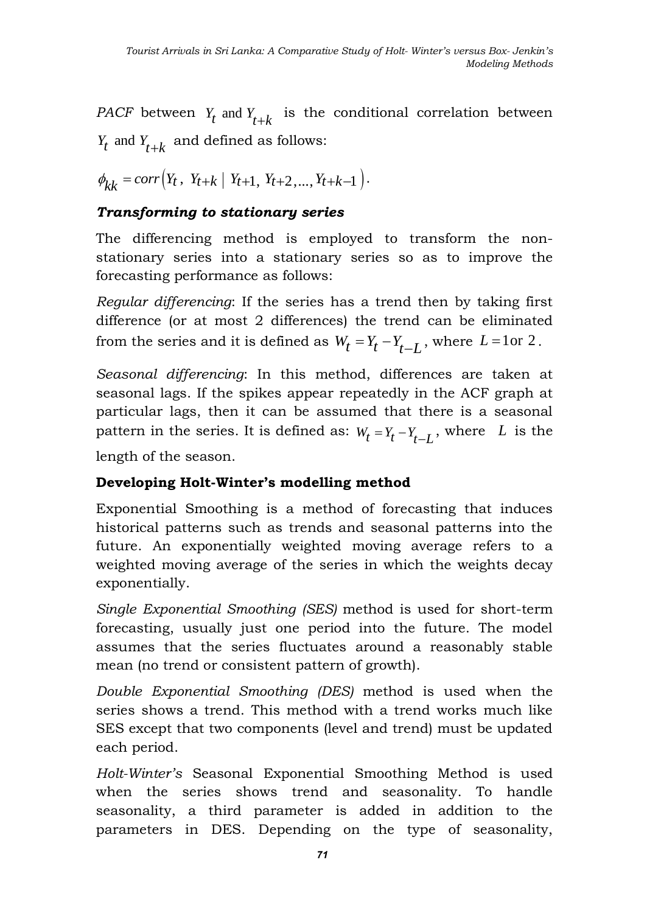*PACF* between $Y_t$ and $Y_{t+k}$ is the conditional correlation between $Y_t$ and $Y_{t+k}$ and defined as follows:

$$\phi_{kk} = corr\left(Y_t,\ Y_{t+k} \mid Y_{t+1}, Y_{t+2}, \ldots, Y_{t+k-1}\right).$$

***Transforming to stationary series***

The differencing method is employed to transform the non-stationary series into a stationary series so as to improve the forecasting performance as follows:

*Regular differencing*: If the series has a trend then by taking first difference (or at most 2 differences) the trend can be eliminated from the series and it is defined as $W_t = Y_t - Y_{t-L}$, where $L = 1$ or $2$.

*Seasonal differencing*: In this method, differences are taken at seasonal lags. If the spikes appear repeatedly in the ACF graph at particular lags, then it can be assumed that there is a seasonal pattern in the series. It is defined as: $W_t = Y_t - Y_{t-L}$, where $L$ is the length of the season.

**Developing Holt-Winter's modelling method**

Exponential Smoothing is a method of forecasting that induces historical patterns such as trends and seasonal patterns into the future. An exponentially weighted moving average refers to a weighted moving average of the series in which the weights decay exponentially.

*Single Exponential Smoothing (SES)* method is used for short-term forecasting, usually just one period into the future. The model assumes that the series fluctuates around a reasonably stable mean (no trend or consistent pattern of growth).

*Double Exponential Smoothing (DES)* method is used when the series shows a trend. This method with a trend works much like SES except that two components (level and trend) must be updated each period.

*Holt-Winter's* Seasonal Exponential Smoothing Method is used when the series shows trend and seasonality. To handle seasonality, a third parameter is added in addition to the parameters in DES. Depending on the type of seasonality,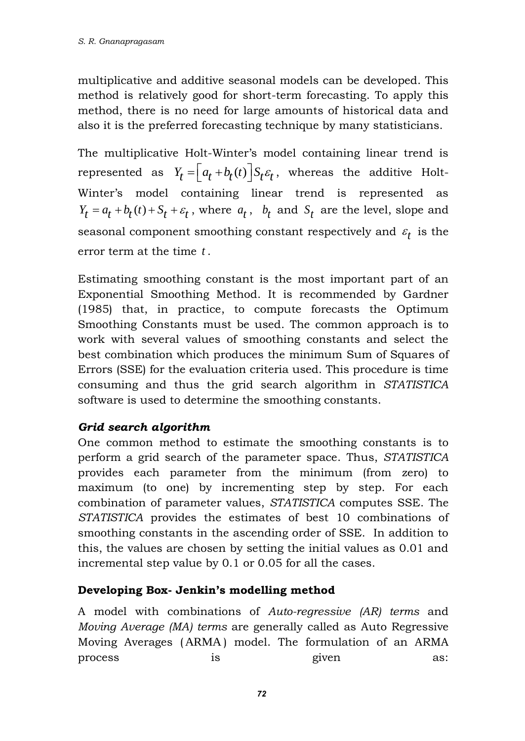multiplicative and additive seasonal models can be developed. This method is relatively good for short-term forecasting. To apply this method, there is no need for large amounts of historical data and also it is the preferred forecasting technique by many statisticians.

The multiplicative Holt-Winter's model containing linear trend is represented as $Y_t = \left[a_t + b_t(t)\right] S_t \varepsilon_t$, whereas the additive Holt-Winter's model containing linear trend is represented as $Y_t = a_t + b_t(t) + S_t + \varepsilon_t$, where $a_t$, $b_t$ and $S_t$ are the level, slope and seasonal component smoothing constant respectively and $\varepsilon_t$ is the error term at the time $t$.

Estimating smoothing constant is the most important part of an Exponential Smoothing Method. It is recommended by Gardner (1985) that, in practice, to compute forecasts the Optimum Smoothing Constants must be used. The common approach is to work with several values of smoothing constants and select the best combination which produces the minimum Sum of Squares of Errors (SSE) for the evaluation criteria used. This procedure is time consuming and thus the grid search algorithm in *STATISTICA* software is used to determine the smoothing constants.

***Grid search algorithm***

One common method to estimate the smoothing constants is to perform a grid search of the parameter space. Thus, *STATISTICA* provides each parameter from the minimum (from zero) to maximum (to one) by incrementing step by step. For each combination of parameter values, *STATISTICA* computes SSE. The *STATISTICA* provides the estimates of best 10 combinations of smoothing constants in the ascending order of SSE. In addition to this, the values are chosen by setting the initial values as 0.01 and incremental step value by 0.1 or 0.05 for all the cases.

**Developing Box- Jenkin's modelling method**

A model with combinations of *Auto-regressive (AR) terms* and *Moving Average (MA) terms* are generally called as Auto Regressive Moving Averages (ARMA) model. The formulation of an ARMA process is given as: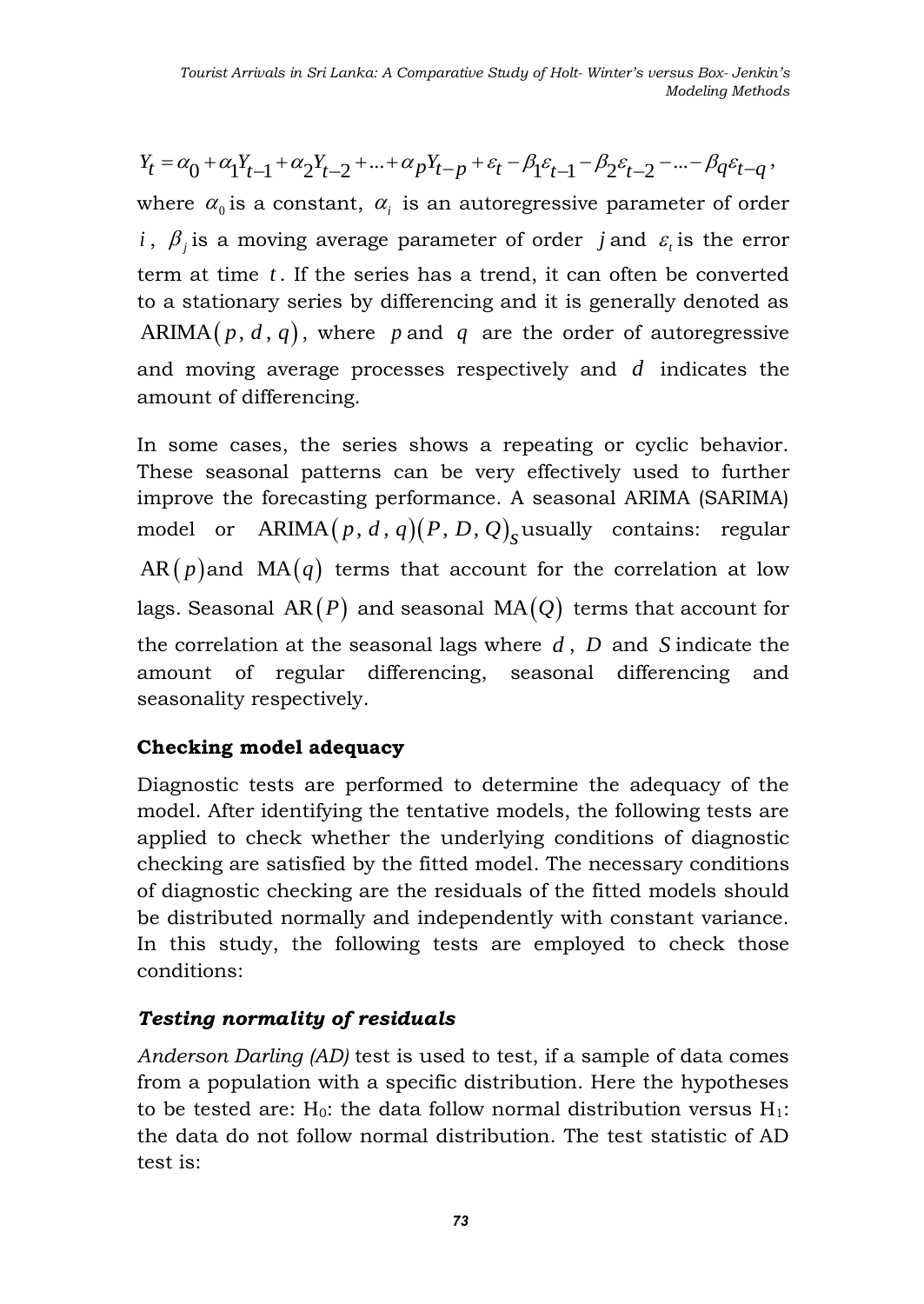$$Y_t = \alpha_0 + \alpha_1 Y_{t-1} + \alpha_2 Y_{t-2} + \ldots + \alpha_p Y_{t-p} + \varepsilon_t - \beta_1 \varepsilon_{t-1} - \beta_2 \varepsilon_{t-2} - \ldots - \beta_q \varepsilon_{t-q},$$

where $\alpha_0$ is a constant, $\alpha_i$ is an autoregressive parameter of order $i$, $\beta_j$ is a moving average parameter of order $j$ and $\varepsilon_t$ is the error term at time $t$. If the series has a trend, it can often be converted to a stationary series by differencing and it is generally denoted as $\text{ARIMA}(p, d, q)$, where $p$ and $q$ are the order of autoregressive and moving average processes respectively and $d$ indicates the amount of differencing.

In some cases, the series shows a repeating or cyclic behavior. These seasonal patterns can be very effectively used to further improve the forecasting performance. A seasonal ARIMA (SARIMA) model or $\text{ARIMA}(p, d, q)(P, D, Q)_S$ usually contains: regular $\text{AR}(p)$ and $\text{MA}(q)$ terms that account for the correlation at low lags. Seasonal $\text{AR}(P)$ and seasonal $\text{MA}(Q)$ terms that account for the correlation at the seasonal lags where $d$, $D$ and $S$ indicate the amount of regular differencing, seasonal differencing and seasonality respectively.

### Checking model adequacy

Diagnostic tests are performed to determine the adequacy of the model. After identifying the tentative models, the following tests are applied to check whether the underlying conditions of diagnostic checking are satisfied by the fitted model. The necessary conditions of diagnostic checking are the residuals of the fitted models should be distributed normally and independently with constant variance. In this study, the following tests are employed to check those conditions:

#### *Testing normality of residuals*

*Anderson Darling (AD)* test is used to test, if a sample of data comes from a population with a specific distribution. Here the hypotheses to be tested are: $H_0$: the data follow normal distribution versus $H_1$: the data do not follow normal distribution. The test statistic of AD test is: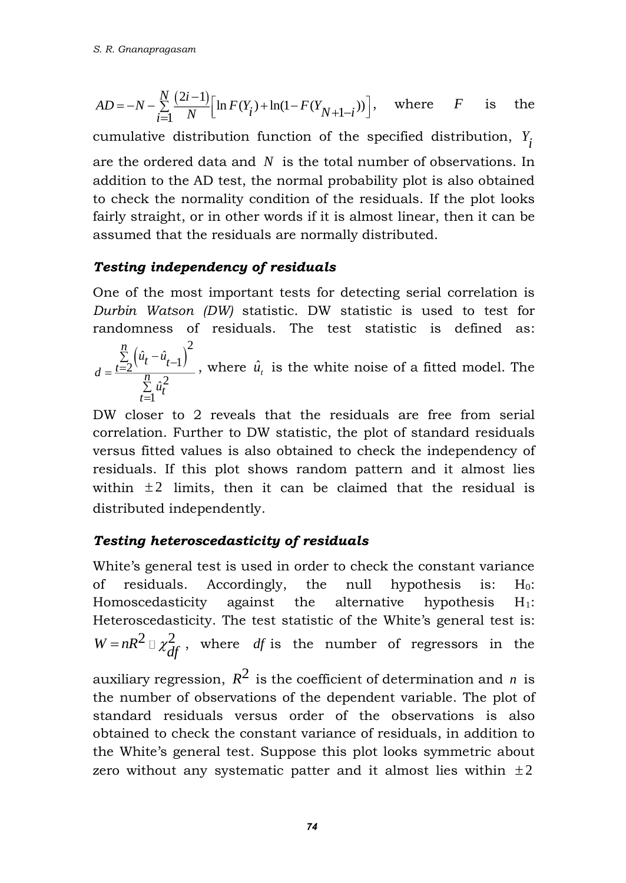$AD = -N - \sum_{i=1}^{N} \frac{(2i-1)}{N} \left[ \ln F(Y_i) + \ln(1 - F(Y_{N+1-i})) \right]$, where $F$ is the cumulative distribution function of the specified distribution, $Y_i$ are the ordered data and $N$ is the total number of observations. In addition to the AD test, the normal probability plot is also obtained to check the normality condition of the residuals. If the plot looks fairly straight, or in other words if it is almost linear, then it can be assumed that the residuals are normally distributed.

### *Testing independency of residuals*

One of the most important tests for detecting serial correlation is *Durbin Watson (DW)* statistic. DW statistic is used to test for randomness of residuals. The test statistic is defined as: $d = \frac{\sum_{t=2}^{n} \left( \hat{u}_t - \hat{u}_{t-1} \right)^2}{\sum_{t=1}^{n} \hat{u}_t^2}$, where $\hat{u}_t$ is the white noise of a fitted model. The DW closer to 2 reveals that the residuals are free from serial correlation. Further to DW statistic, the plot of standard residuals versus fitted values is also obtained to check the independency of residuals. If this plot shows random pattern and it almost lies within $\pm 2$ limits, then it can be claimed that the residual is distributed independently.

### *Testing heteroscedasticity of residuals*

White's general test is used in order to check the constant variance of residuals. Accordingly, the null hypothesis is: $H_0$: Homoscedasticity against the alternative hypothesis $H_1$: Heteroscedasticity. The test statistic of the White's general test is: $W = nR^2 \sim \chi^2_{df}$, where $df$ is the number of regressors in the auxiliary regression, $R^2$ is the coefficient of determination and $n$ is the number of observations of the dependent variable. The plot of standard residuals versus order of the observations is also obtained to check the constant variance of residuals, in addition to the White's general test. Suppose this plot looks symmetric about zero without any systematic patter and it almost lies within $\pm 2$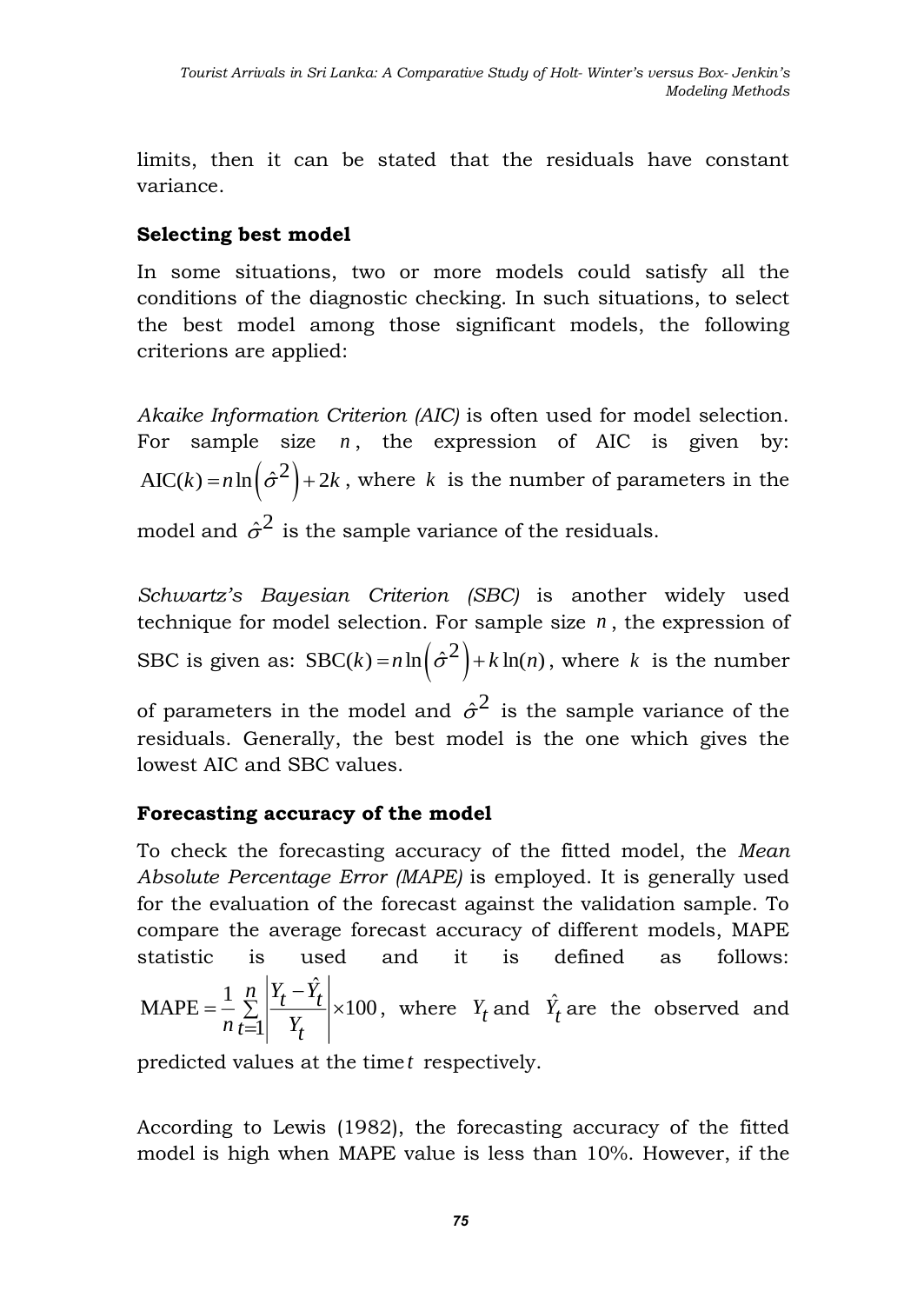limits, then it can be stated that the residuals have constant variance.

**Selecting best model**

In some situations, two or more models could satisfy all the conditions of the diagnostic checking. In such situations, to select the best model among those significant models, the following criterions are applied:

*Akaike Information Criterion (AIC)* is often used for model selection. For sample size $n$, the expression of AIC is given by: $\text{AIC}(k) = n\ln\left(\hat{\sigma}^2\right) + 2k$, where $k$ is the number of parameters in the model and $\hat{\sigma}^2$ is the sample variance of the residuals.

*Schwartz's Bayesian Criterion (SBC)* is another widely used technique for model selection. For sample size $n$, the expression of SBC is given as: $\text{SBC}(k) = n\ln\left(\hat{\sigma}^2\right) + k\ln(n)$, where $k$ is the number of parameters in the model and $\hat{\sigma}^2$ is the sample variance of the residuals. Generally, the best model is the one which gives the lowest AIC and SBC values.

**Forecasting accuracy of the model**

To check the forecasting accuracy of the fitted model, the *Mean Absolute Percentage Error (MAPE)* is employed. It is generally used for the evaluation of the forecast against the validation sample. To compare the average forecast accuracy of different models, MAPE statistic is used and it is defined as follows: $\text{MAPE} = \frac{1}{n}\sum_{t=1}^{n}\left|\frac{Y_t - \hat{Y}_t}{Y_t}\right| \times 100$, where $Y_t$ and $\hat{Y}_t$ are the observed and predicted values at the time $t$ respectively.

According to Lewis (1982), the forecasting accuracy of the fitted model is high when MAPE value is less than 10%. However, if the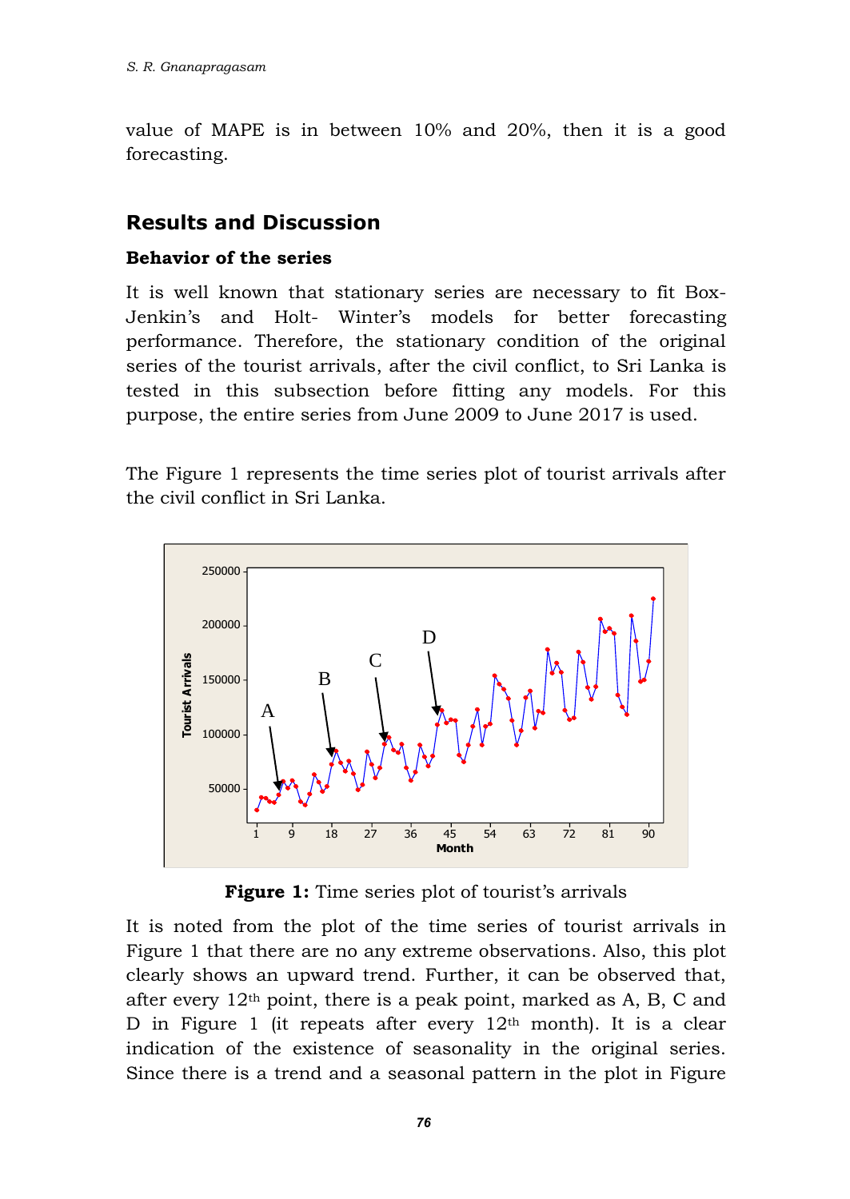value of MAPE is in between 10% and 20%, then it is a good forecasting.

## Results and Discussion

### Behavior of the series

It is well known that stationary series are necessary to fit Box-Jenkin's and Holt- Winter's models for better forecasting performance. Therefore, the stationary condition of the original series of the tourist arrivals, after the civil conflict, to Sri Lanka is tested in this subsection before fitting any models. For this purpose, the entire series from June 2009 to June 2017 is used.

The Figure 1 represents the time series plot of tourist arrivals after the civil conflict in Sri Lanka.

**Figure 1:** Time series plot of tourist's arrivals

It is noted from the plot of the time series of tourist arrivals in Figure 1 that there are no any extreme observations. Also, this plot clearly shows an upward trend. Further, it can be observed that, after every $12^{th}$ point, there is a peak point, marked as A, B, C and D in Figure 1 (it repeats after every $12^{th}$ month). It is a clear indication of the existence of seasonality in the original series. Since there is a trend and a seasonal pattern in the plot in Figure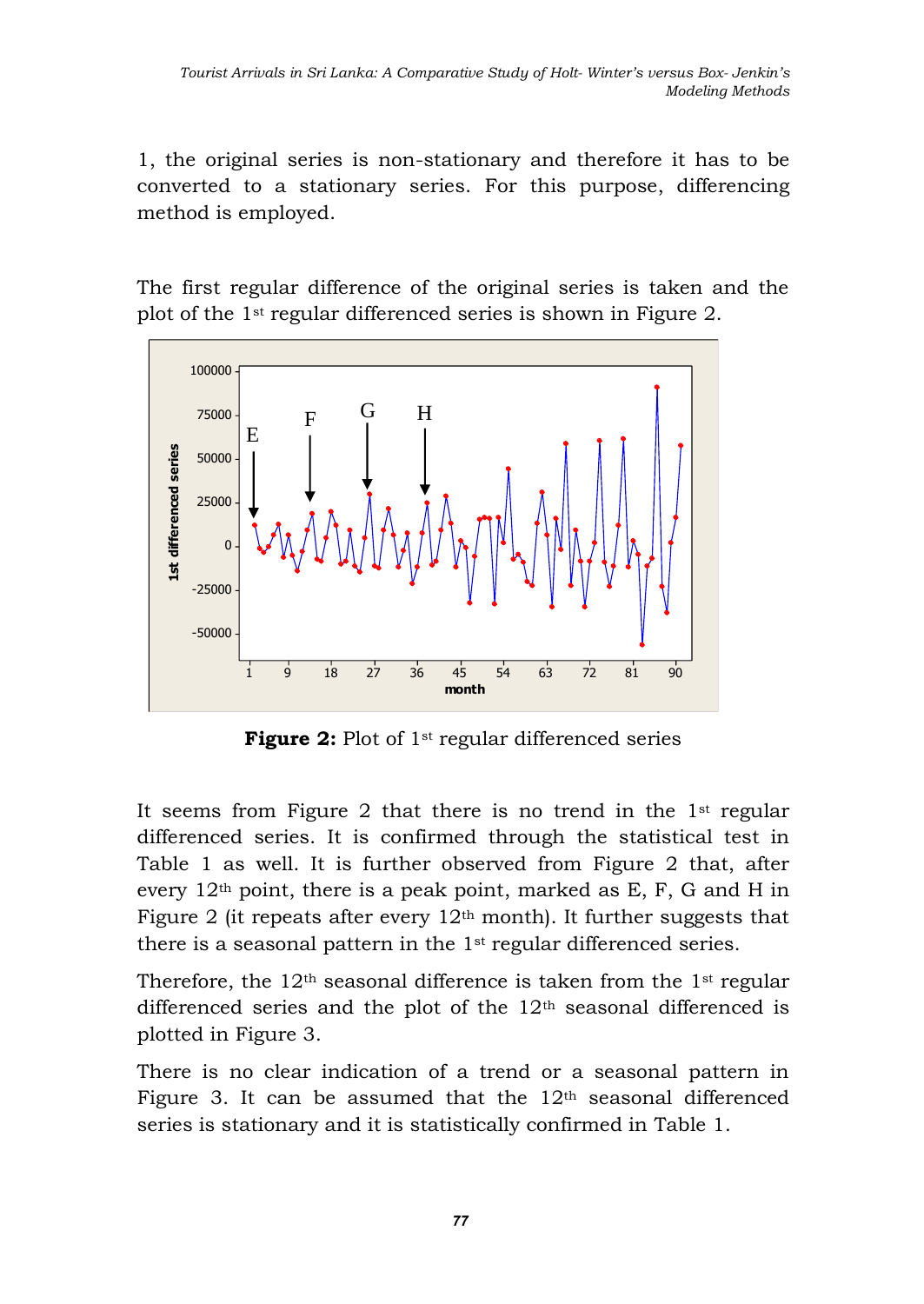1, the original series is non-stationary and therefore it has to be converted to a stationary series. For this purpose, differencing method is employed.

The first regular difference of the original series is taken and the plot of the 1st regular differenced series is shown in Figure 2.

**Figure 2:** Plot of 1st regular differenced series

It seems from Figure 2 that there is no trend in the 1st regular differenced series. It is confirmed through the statistical test in Table 1 as well. It is further observed from Figure 2 that, after every 12th point, there is a peak point, marked as E, F, G and H in Figure 2 (it repeats after every 12th month). It further suggests that there is a seasonal pattern in the 1st regular differenced series.

Therefore, the 12th seasonal difference is taken from the 1st regular differenced series and the plot of the 12th seasonal differenced is plotted in Figure 3.

There is no clear indication of a trend or a seasonal pattern in Figure 3. It can be assumed that the 12th seasonal differenced series is stationary and it is statistically confirmed in Table 1.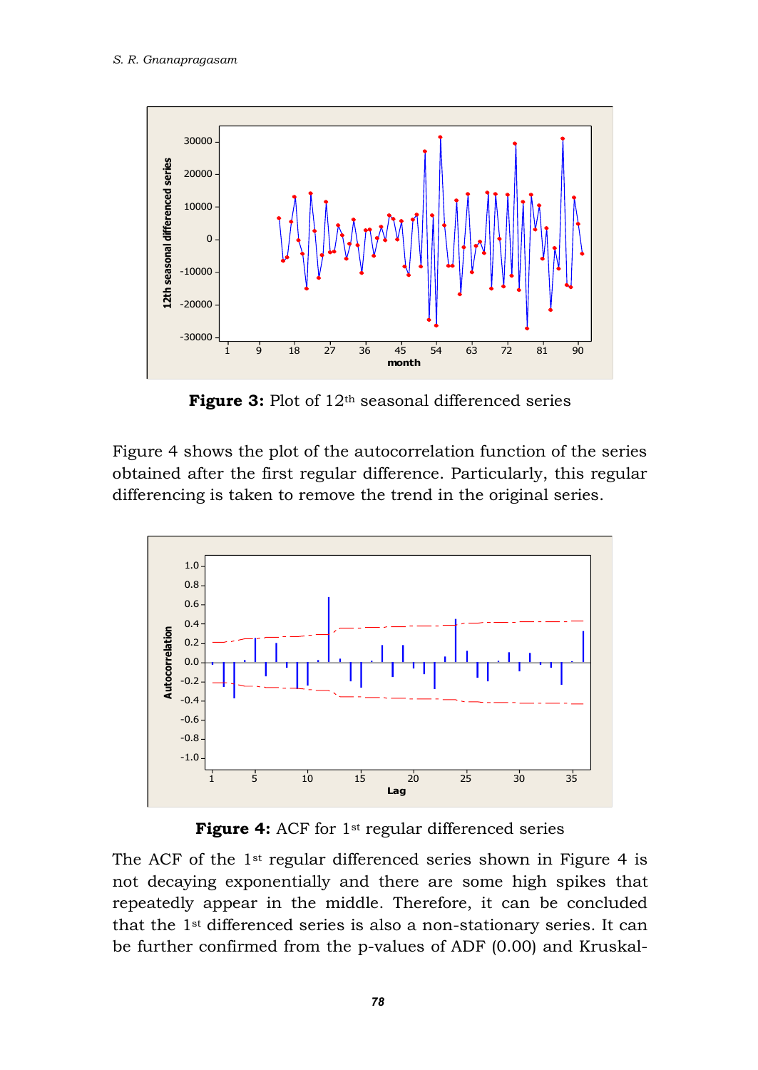**Figure 3:** Plot of 12th seasonal differenced series

Figure 4 shows the plot of the autocorrelation function of the series obtained after the first regular difference. Particularly, this regular differencing is taken to remove the trend in the original series.

**Figure 4:** ACF for 1st regular differenced series

The ACF of the 1st regular differenced series shown in Figure 4 is not decaying exponentially and there are some high spikes that repeatedly appear in the middle. Therefore, it can be concluded that the 1st differenced series is also a non-stationary series. It can be further confirmed from the p-values of ADF (0.00) and Kruskal-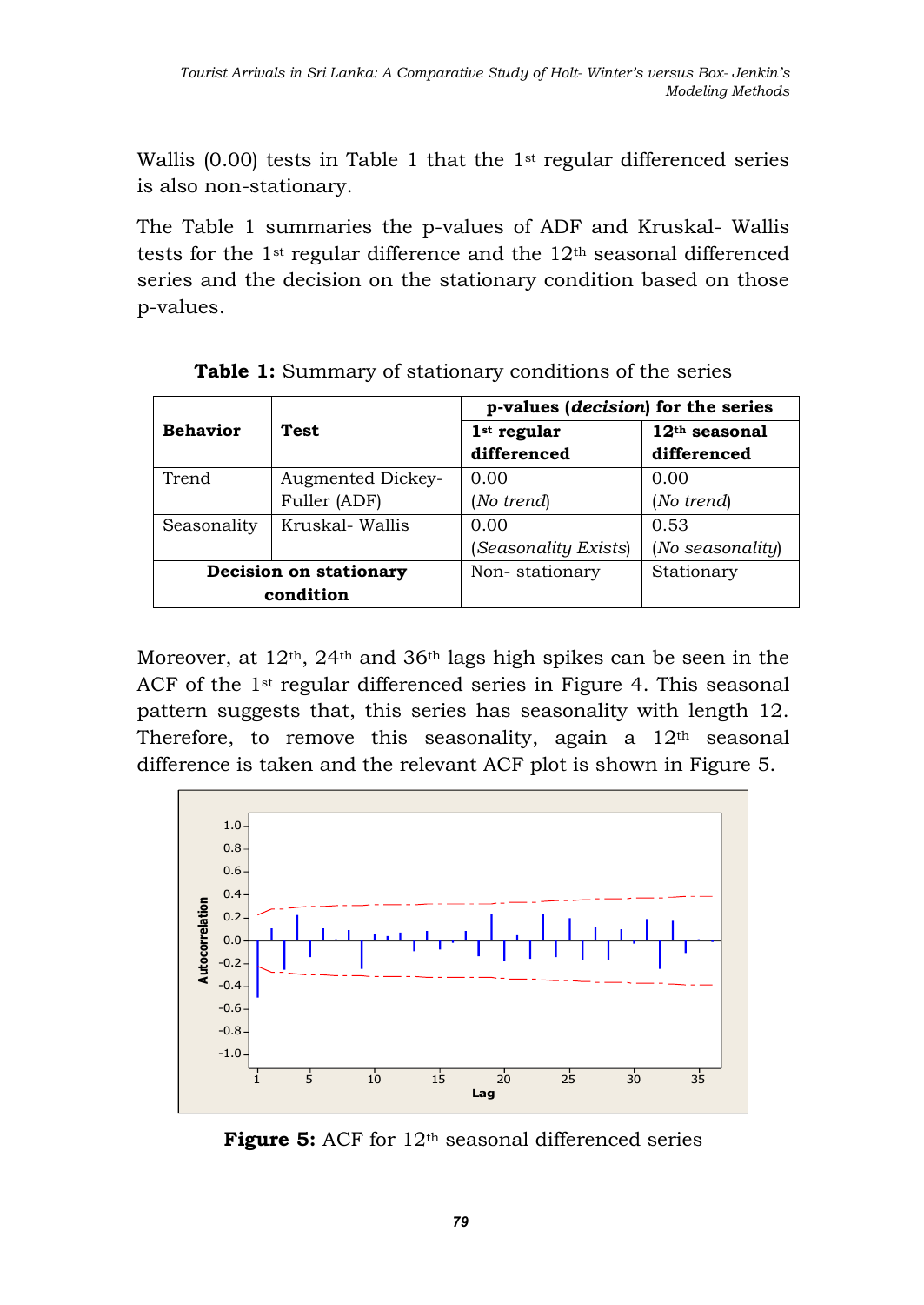Wallis (0.00) tests in Table 1 that the 1st regular differenced series is also non-stationary.

The Table 1 summaries the p-values of ADF and Kruskal- Wallis tests for the 1st regular difference and the 12th seasonal differenced series and the decision on the stationary condition based on those p-values.

**Table 1:** Summary of stationary conditions of the series

| **Behavior** | **Test** | **p-values (*decision*) for the series** | |
|---|---|---|---|
| | | **1st regular differenced** | **12th seasonal differenced** |
| Trend | Augmented Dickey-Fuller (ADF) | 0.00 (*No trend*) | 0.00 (*No trend*) |
| Seasonality | Kruskal- Wallis | 0.00 (*Seasonality Exists*) | 0.53 (*No seasonality*) |
| **Decision on stationary condition** | | Non- stationary | Stationary |

Moreover, at 12th, 24th and 36th lags high spikes can be seen in the ACF of the 1st regular differenced series in Figure 4. This seasonal pattern suggests that, this series has seasonality with length 12. Therefore, to remove this seasonality, again a 12th seasonal difference is taken and the relevant ACF plot is shown in Figure 5.

**Figure 5:** ACF for 12th seasonal differenced series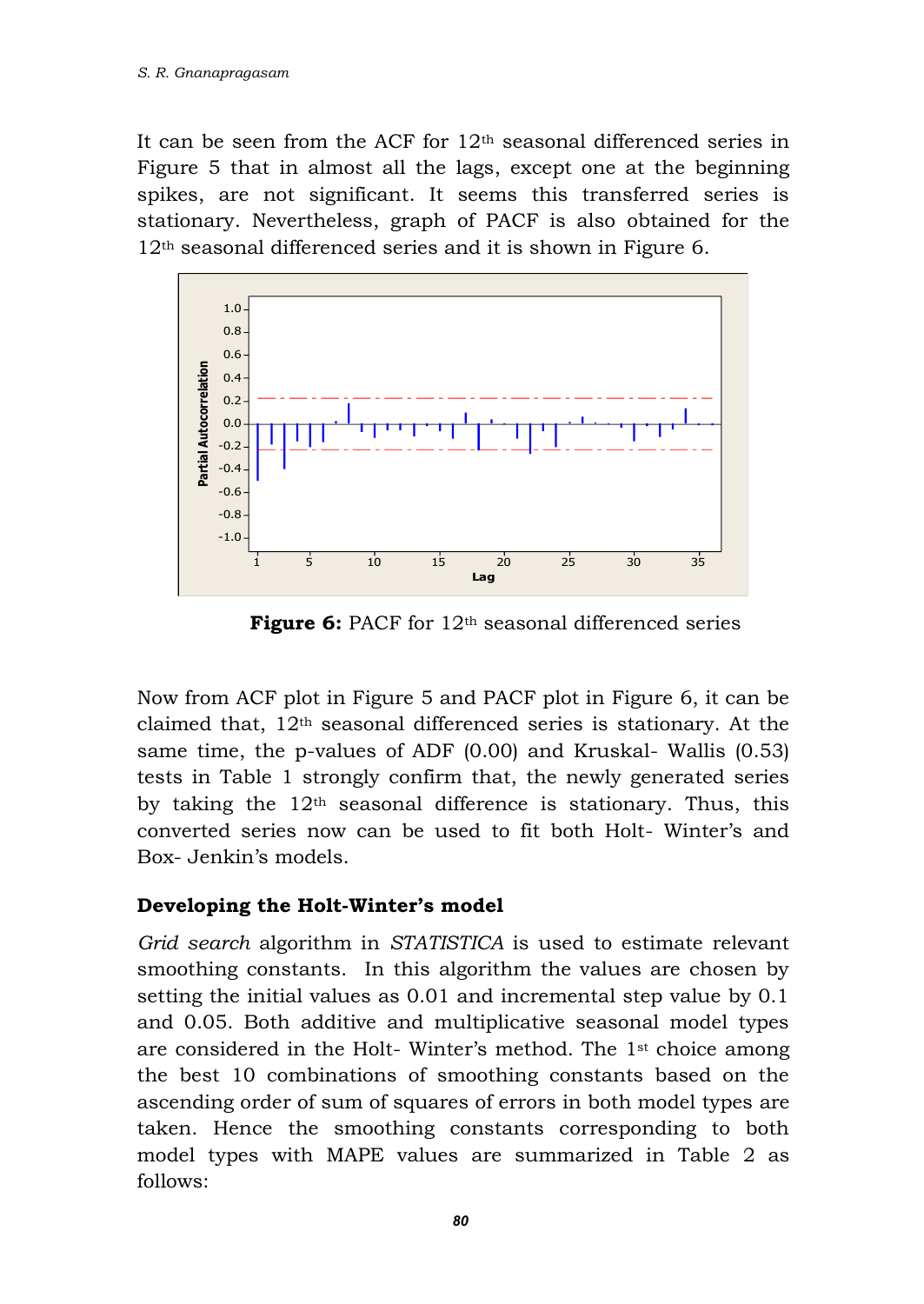It can be seen from the ACF for 12th seasonal differenced series in Figure 5 that in almost all the lags, except one at the beginning spikes, are not significant. It seems this transferred series is stationary. Nevertheless, graph of PACF is also obtained for the 12th seasonal differenced series and it is shown in Figure 6.

**Figure 6:** PACF for 12th seasonal differenced series

Now from ACF plot in Figure 5 and PACF plot in Figure 6, it can be claimed that, 12th seasonal differenced series is stationary. At the same time, the p-values of ADF (0.00) and Kruskal- Wallis (0.53) tests in Table 1 strongly confirm that, the newly generated series by taking the 12th seasonal difference is stationary. Thus, this converted series now can be used to fit both Holt- Winter's and Box- Jenkin's models.

### Developing the Holt-Winter's model

*Grid search* algorithm in *STATISTICA* is used to estimate relevant smoothing constants. In this algorithm the values are chosen by setting the initial values as 0.01 and incremental step value by 0.1 and 0.05. Both additive and multiplicative seasonal model types are considered in the Holt- Winter's method. The 1st choice among the best 10 combinations of smoothing constants based on the ascending order of sum of squares of errors in both model types are taken. Hence the smoothing constants corresponding to both model types with MAPE values are summarized in Table 2 as follows: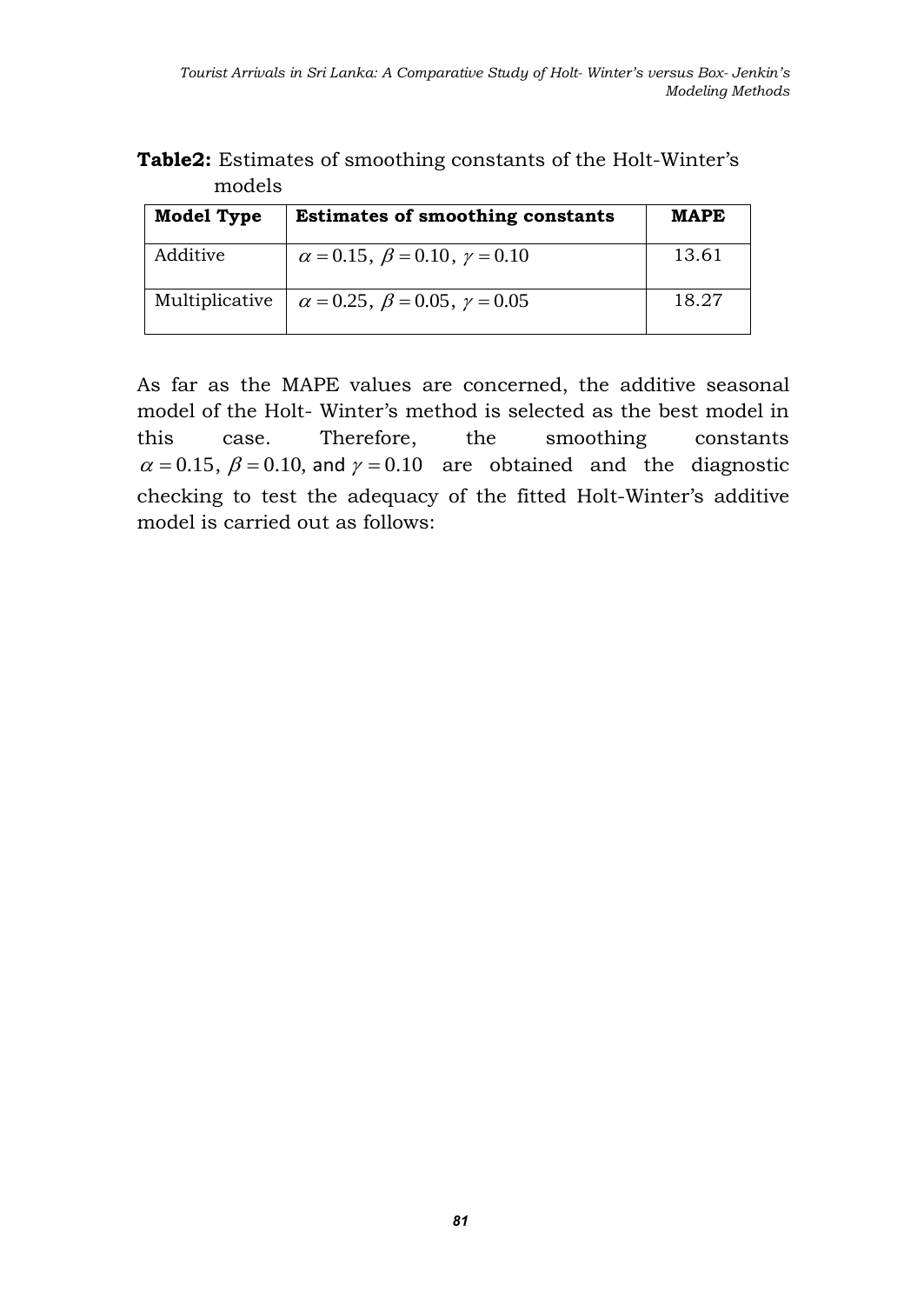**Table2:** Estimates of smoothing constants of the Holt-Winter's models

| Model Type | Estimates of smoothing constants | MAPE |
|---|---|---|
| Additive | $\alpha = 0.15,\ \beta = 0.10,\ \gamma = 0.10$ | 13.61 |
| Multiplicative | $\alpha = 0.25,\ \beta = 0.05,\ \gamma = 0.05$ | 18.27 |

As far as the MAPE values are concerned, the additive seasonal model of the Holt- Winter's method is selected as the best model in this case. Therefore, the smoothing constants $\alpha = 0.15$, $\beta = 0.10$, and $\gamma = 0.10$ are obtained and the diagnostic checking to test the adequacy of the fitted Holt-Winter's additive model is carried out as follows: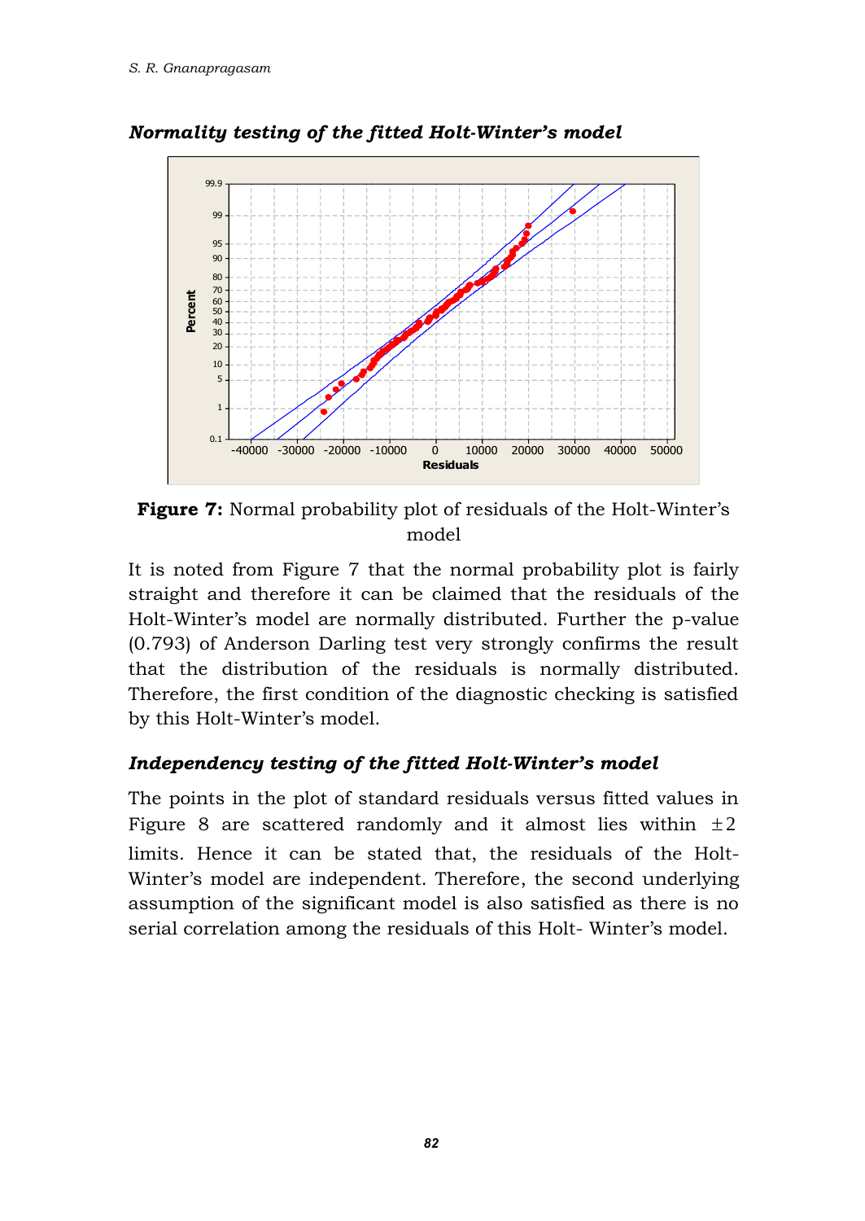***Normality testing of the fitted Holt-Winter's model***

**Figure 7:** Normal probability plot of residuals of the Holt-Winter's model

It is noted from Figure 7 that the normal probability plot is fairly straight and therefore it can be claimed that the residuals of the Holt-Winter's model are normally distributed. Further the p-value (0.793) of Anderson Darling test very strongly confirms the result that the distribution of the residuals is normally distributed. Therefore, the first condition of the diagnostic checking is satisfied by this Holt-Winter's model.

***Independency testing of the fitted Holt-Winter's model***

The points in the plot of standard residuals versus fitted values in Figure 8 are scattered randomly and it almost lies within $\pm 2$ limits. Hence it can be stated that, the residuals of the Holt-Winter's model are independent. Therefore, the second underlying assumption of the significant model is also satisfied as there is no serial correlation among the residuals of this Holt- Winter's model.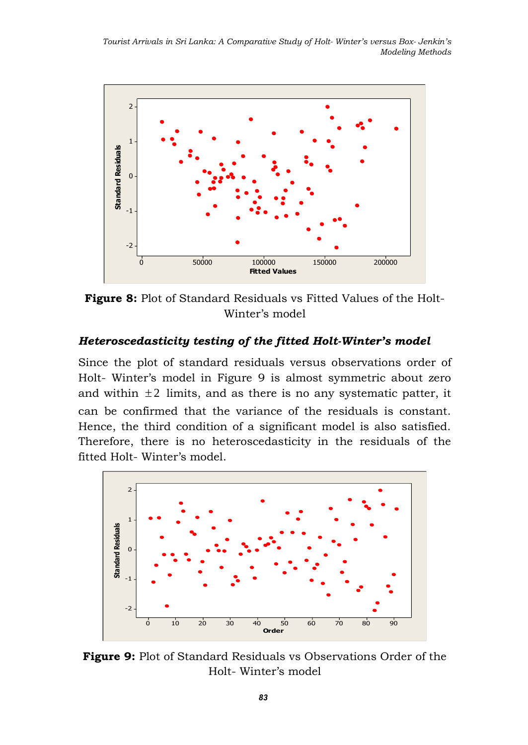**Figure 8:** Plot of Standard Residuals vs Fitted Values of the Holt-Winter's model

### *Heteroscedasticity testing of the fitted Holt-Winter's model*

Since the plot of standard residuals versus observations order of Holt- Winter's model in Figure 9 is almost symmetric about zero and within $\pm 2$ limits, and as there is no any systematic patter, it can be confirmed that the variance of the residuals is constant. Hence, the third condition of a significant model is also satisfied. Therefore, there is no heteroscedasticity in the residuals of the fitted Holt- Winter's model.

**Figure 9:** Plot of Standard Residuals vs Observations Order of the Holt- Winter's model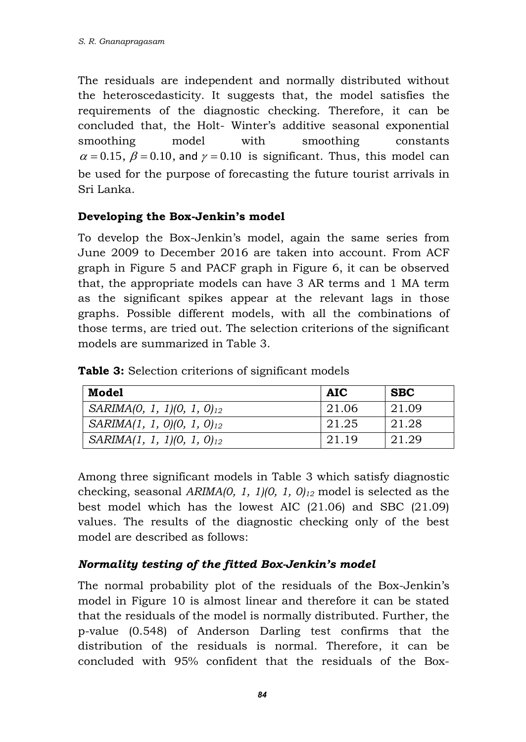The residuals are independent and normally distributed without the heteroscedasticity. It suggests that, the model satisfies the requirements of the diagnostic checking. Therefore, it can be concluded that, the Holt- Winter's additive seasonal exponential smoothing model with smoothing constants $\alpha = 0.15$, $\beta = 0.10$, and $\gamma = 0.10$ is significant. Thus, this model can be used for the purpose of forecasting the future tourist arrivals in Sri Lanka.

### Developing the Box-Jenkin's model

To develop the Box-Jenkin's model, again the same series from June 2009 to December 2016 are taken into account. From ACF graph in Figure 5 and PACF graph in Figure 6, it can be observed that, the appropriate models can have 3 AR terms and 1 MA term as the significant spikes appear at the relevant lags in those graphs. Possible different models, with all the combinations of those terms, are tried out. The selection criterions of the significant models are summarized in Table 3.

**Table 3:** Selection criterions of significant models

| Model | AIC | SBC |
|---|---|---|
| *SARIMA(0, 1, 1)(0, 1, 0)*$_{12}$ | 21.06 | 21.09 |
| *SARIMA(1, 1, 0)(0, 1, 0)*$_{12}$ | 21.25 | 21.28 |
| *SARIMA(1, 1, 1)(0, 1, 0)*$_{12}$ | 21.19 | 21.29 |

Among three significant models in Table 3 which satisfy diagnostic checking, seasonal *ARIMA(0, 1, 1)(0, 1, 0)*$_{12}$ model is selected as the best model which has the lowest AIC (21.06) and SBC (21.09) values. The results of the diagnostic checking only of the best model are described as follows:

### *Normality testing of the fitted Box-Jenkin's model*

The normal probability plot of the residuals of the Box-Jenkin's model in Figure 10 is almost linear and therefore it can be stated that the residuals of the model is normally distributed. Further, the p-value (0.548) of Anderson Darling test confirms that the distribution of the residuals is normal. Therefore, it can be concluded with 95% confident that the residuals of the Box-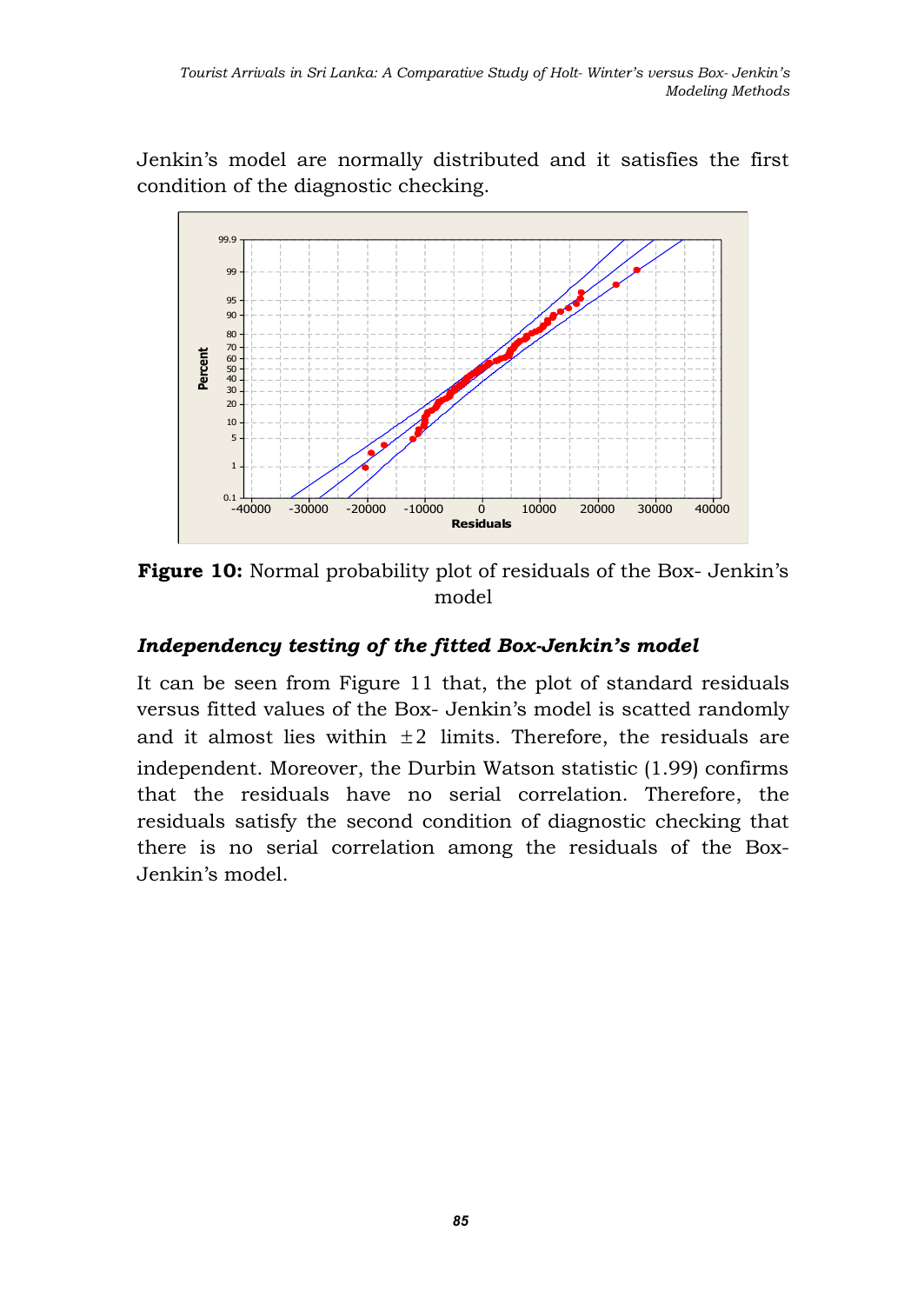Jenkin's model are normally distributed and it satisfies the first condition of the diagnostic checking.

**Figure 10:** Normal probability plot of residuals of the Box- Jenkin's model

### *Independency testing of the fitted Box-Jenkin's model*

It can be seen from Figure 11 that, the plot of standard residuals versus fitted values of the Box- Jenkin's model is scatted randomly and it almost lies within $\pm 2$ limits. Therefore, the residuals are independent. Moreover, the Durbin Watson statistic (1.99) confirms that the residuals have no serial correlation. Therefore, the residuals satisfy the second condition of diagnostic checking that there is no serial correlation among the residuals of the Box- Jenkin's model.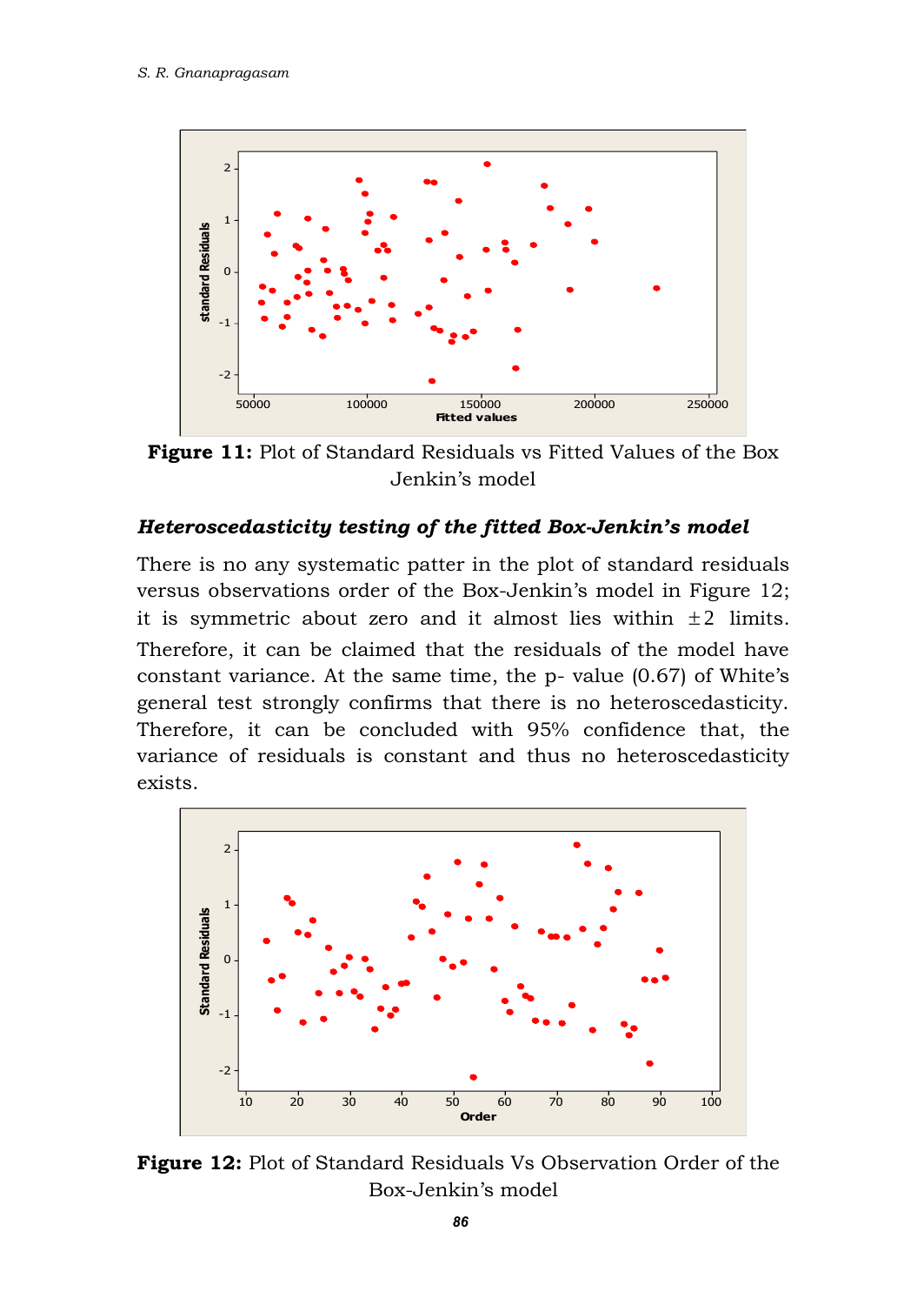**Figure 11:** Plot of Standard Residuals vs Fitted Values of the Box Jenkin's model

***Heteroscedasticity testing of the fitted Box-Jenkin's model***

There is no any systematic patter in the plot of standard residuals versus observations order of the Box-Jenkin's model in Figure 12; it is symmetric about zero and it almost lies within ±2 limits. Therefore, it can be claimed that the residuals of the model have constant variance. At the same time, the p- value (0.67) of White's general test strongly confirms that there is no heteroscedasticity. Therefore, it can be concluded with 95% confidence that, the variance of residuals is constant and thus no heteroscedasticity exists.

**Figure 12:** Plot of Standard Residuals Vs Observation Order of the Box-Jenkin's model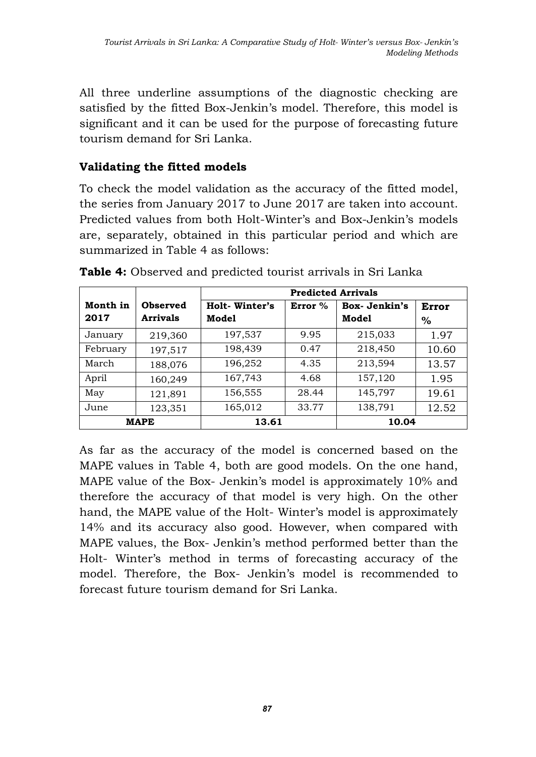All three underline assumptions of the diagnostic checking are satisfied by the fitted Box-Jenkin's model. Therefore, this model is significant and it can be used for the purpose of forecasting future tourism demand for Sri Lanka.

### Validating the fitted models

To check the model validation as the accuracy of the fitted model, the series from January 2017 to June 2017 are taken into account. Predicted values from both Holt-Winter's and Box-Jenkin's models are, separately, obtained in this particular period and which are summarized in Table 4 as follows:

**Table 4:** Observed and predicted tourist arrivals in Sri Lanka

| Month in 2017 | Observed Arrivals | Predicted Arrivals | | | |
|---|---|---|---|---|---|
| | | **Holt- Winter's Model** | **Error %** | **Box- Jenkin's Model** | **Error %** |
| January | 219,360 | 197,537 | 9.95 | 215,033 | 1.97 |
| February | 197,517 | 198,439 | 0.47 | 218,450 | 10.60 |
| March | 188,076 | 196,252 | 4.35 | 213,594 | 13.57 |
| April | 160,249 | 167,743 | 4.68 | 157,120 | 1.95 |
| May | 121,891 | 156,555 | 28.44 | 145,797 | 19.61 |
| June | 123,351 | 165,012 | 33.77 | 138,791 | 12.52 |
| **MAPE** | | **13.61** | | **10.04** | |

As far as the accuracy of the model is concerned based on the MAPE values in Table 4, both are good models. On the one hand, MAPE value of the Box- Jenkin's model is approximately 10% and therefore the accuracy of that model is very high. On the other hand, the MAPE value of the Holt- Winter's model is approximately 14% and its accuracy also good. However, when compared with MAPE values, the Box- Jenkin's method performed better than the Holt- Winter's method in terms of forecasting accuracy of the model. Therefore, the Box- Jenkin's model is recommended to forecast future tourism demand for Sri Lanka.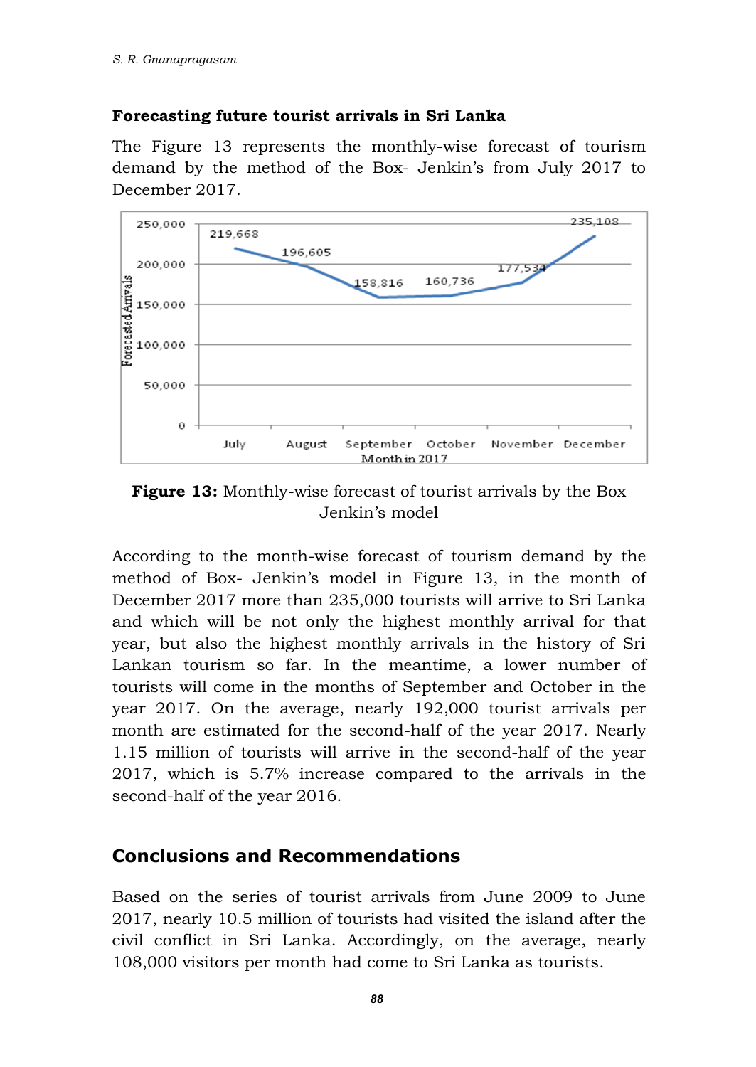### Forecasting future tourist arrivals in Sri Lanka

The Figure 13 represents the monthly-wise forecast of tourism demand by the method of the Box- Jenkin's from July 2017 to December 2017.

**Figure 13:** Monthly-wise forecast of tourist arrivals by the Box Jenkin's model

According to the month-wise forecast of tourism demand by the method of Box- Jenkin's model in Figure 13, in the month of December 2017 more than 235,000 tourists will arrive to Sri Lanka and which will be not only the highest monthly arrival for that year, but also the highest monthly arrivals in the history of Sri Lankan tourism so far. In the meantime, a lower number of tourists will come in the months of September and October in the year 2017. On the average, nearly 192,000 tourist arrivals per month are estimated for the second-half of the year 2017. Nearly 1.15 million of tourists will arrive in the second-half of the year 2017, which is 5.7% increase compared to the arrivals in the second-half of the year 2016.

## Conclusions and Recommendations

Based on the series of tourist arrivals from June 2009 to June 2017, nearly 10.5 million of tourists had visited the island after the civil conflict in Sri Lanka. Accordingly, on the average, nearly 108,000 visitors per month had come to Sri Lanka as tourists.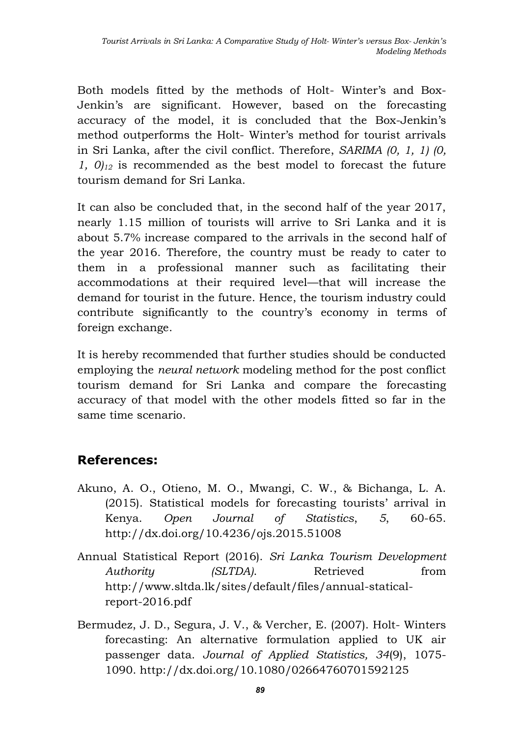Both models fitted by the methods of Holt- Winter's and Box-Jenkin's are significant. However, based on the forecasting accuracy of the model, it is concluded that the Box-Jenkin's method outperforms the Holt- Winter's method for tourist arrivals in Sri Lanka, after the civil conflict. Therefore, *SARIMA (0, 1, 1) (0, 1, 0)*$_{12}$ is recommended as the best model to forecast the future tourism demand for Sri Lanka.

It can also be concluded that, in the second half of the year 2017, nearly 1.15 million of tourists will arrive to Sri Lanka and it is about 5.7% increase compared to the arrivals in the second half of the year 2016. Therefore, the country must be ready to cater to them in a professional manner such as facilitating their accommodations at their required level—that will increase the demand for tourist in the future. Hence, the tourism industry could contribute significantly to the country's economy in terms of foreign exchange.

It is hereby recommended that further studies should be conducted employing the *neural network* modeling method for the post conflict tourism demand for Sri Lanka and compare the forecasting accuracy of that model with the other models fitted so far in the same time scenario.

## References:

Akuno, A. O., Otieno, M. O., Mwangi, C. W., & Bichanga, L. A. (2015). Statistical models for forecasting tourists' arrival in Kenya. *Open Journal of Statistics*, *5*, 60-65. http://dx.doi.org/10.4236/ojs.2015.51008

Annual Statistical Report (2016). *Sri Lanka Tourism Development Authority (SLTDA)*. Retrieved from http://www.sltda.lk/sites/default/files/annual-statical-report-2016.pdf

Bermudez, J. D., Segura, J. V., & Vercher, E. (2007). Holt- Winters forecasting: An alternative formulation applied to UK air passenger data. *Journal of Applied Statistics, 34*(9), 1075-1090. http://dx.doi.org/10.1080/02664760701592125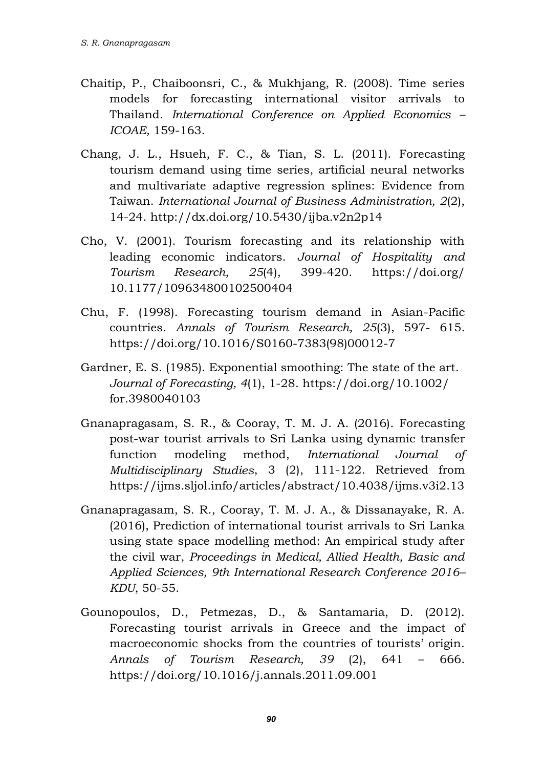Chaitip, P., Chaiboonsri, C., & Mukhjang, R. (2008). Time series models for forecasting international visitor arrivals to Thailand. *International Conference on Applied Economics – ICOAE,* 159-163.

Chang, J. L., Hsueh, F. C., & Tian, S. L. (2011). Forecasting tourism demand using time series, artificial neural networks and multivariate adaptive regression splines: Evidence from Taiwan. *International Journal of Business Administration, 2*(2), 14-24. http://dx.doi.org/10.5430/ijba.v2n2p14

Cho, V. (2001). Tourism forecasting and its relationship with leading economic indicators. *Journal of Hospitality and Tourism Research, 25*(4), 399-420. https://doi.org/10.1177/109634800102500404

Chu, F. (1998). Forecasting tourism demand in Asian-Pacific countries. *Annals of Tourism Research, 25*(3), 597- 615. https://doi.org/10.1016/S0160-7383(98)00012-7

Gardner, E. S. (1985). Exponential smoothing: The state of the art. *Journal of Forecasting, 4*(1), 1-28. https://doi.org/10.1002/for.3980040103

Gnanapragasam, S. R., & Cooray, T. M. J. A. (2016). Forecasting post-war tourist arrivals to Sri Lanka using dynamic transfer function modeling method, *International Journal of Multidisciplinary Studies*, 3 (2), 111-122. Retrieved from https://ijms.sljol.info/articles/abstract/10.4038/ijms.v3i2.13

Gnanapragasam, S. R., Cooray, T. M. J. A., & Dissanayake, R. A. (2016), Prediction of international tourist arrivals to Sri Lanka using state space modelling method: An empirical study after the civil war, *Proceedings in Medical, Allied Health, Basic and Applied Sciences, 9th International Research Conference 2016– KDU*, 50-55.

Gounopoulos, D., Petmezas, D., & Santamaria, D. (2012). Forecasting tourist arrivals in Greece and the impact of macroeconomic shocks from the countries of tourists' origin. *Annals of Tourism Research, 39* (2), 641 – 666. https://doi.org/10.1016/j.annals.2011.09.001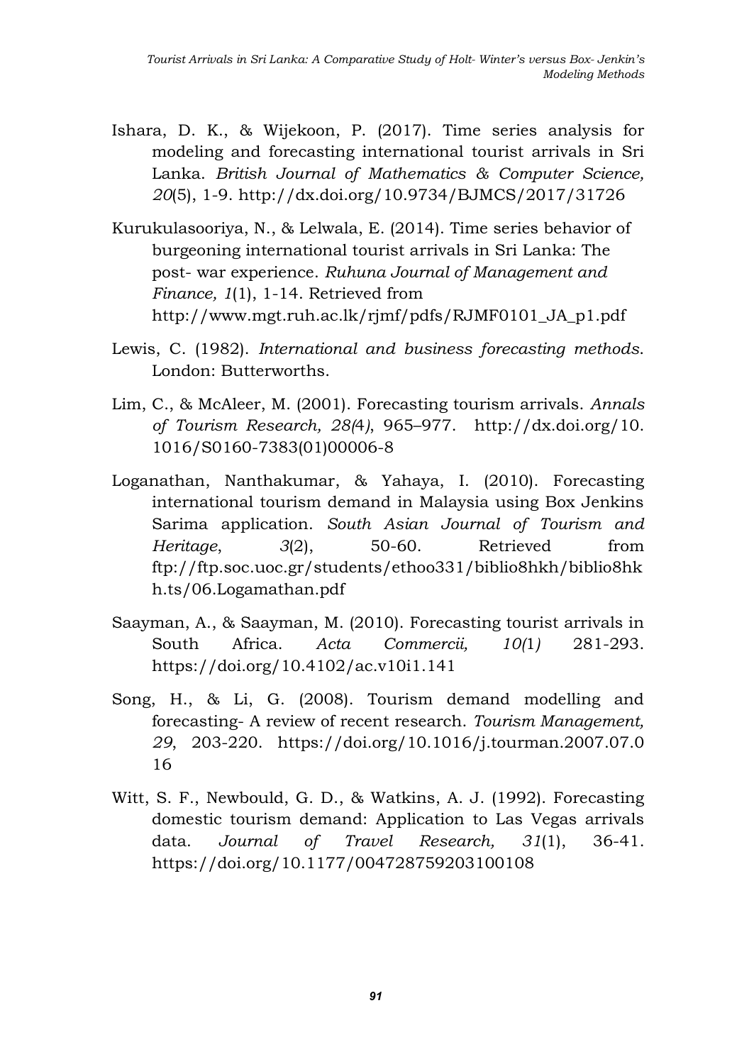Ishara, D. K., & Wijekoon, P. (2017). Time series analysis for modeling and forecasting international tourist arrivals in Sri Lanka. *British Journal of Mathematics & Computer Science, 20*(5), 1-9. http://dx.doi.org/10.9734/BJMCS/2017/31726

Kurukulasooriya, N., & Lelwala, E. (2014). Time series behavior of burgeoning international tourist arrivals in Sri Lanka: The post- war experience. *Ruhuna Journal of Management and Finance, 1*(1), 1-14. Retrieved from http://www.mgt.ruh.ac.lk/rjmf/pdfs/RJMF0101_JA_p1.pdf

Lewis, C. (1982). *International and business forecasting methods*. London: Butterworths.

Lim, C., & McAleer, M. (2001). Forecasting tourism arrivals. *Annals of Tourism Research, 28(*4*)*, 965–977. http://dx.doi.org/10.1016/S0160-7383(01)00006-8

Loganathan, Nanthakumar, & Yahaya, I. (2010). Forecasting international tourism demand in Malaysia using Box Jenkins Sarima application. *South Asian Journal of Tourism and Heritage*, *3*(2), 50-60. Retrieved from ftp://ftp.soc.uoc.gr/students/ethoo331/biblio8hkh/biblio8hkh.ts/06.Logamathan.pdf

Saayman, A., & Saayman, M. (2010). Forecasting tourist arrivals in South Africa. *Acta Commercii, 10(*1*)* 281-293. https://doi.org/10.4102/ac.v10i1.141

Song, H., & Li, G. (2008). Tourism demand modelling and forecasting- A review of recent research. *Tourism Management, 29*, 203-220. https://doi.org/10.1016/j.tourman.2007.07.016

Witt, S. F., Newbould, G. D., & Watkins, A. J. (1992). Forecasting domestic tourism demand: Application to Las Vegas arrivals data. *Journal of Travel Research, 31*(1), 36-41. https://doi.org/10.1177/004728759203100108